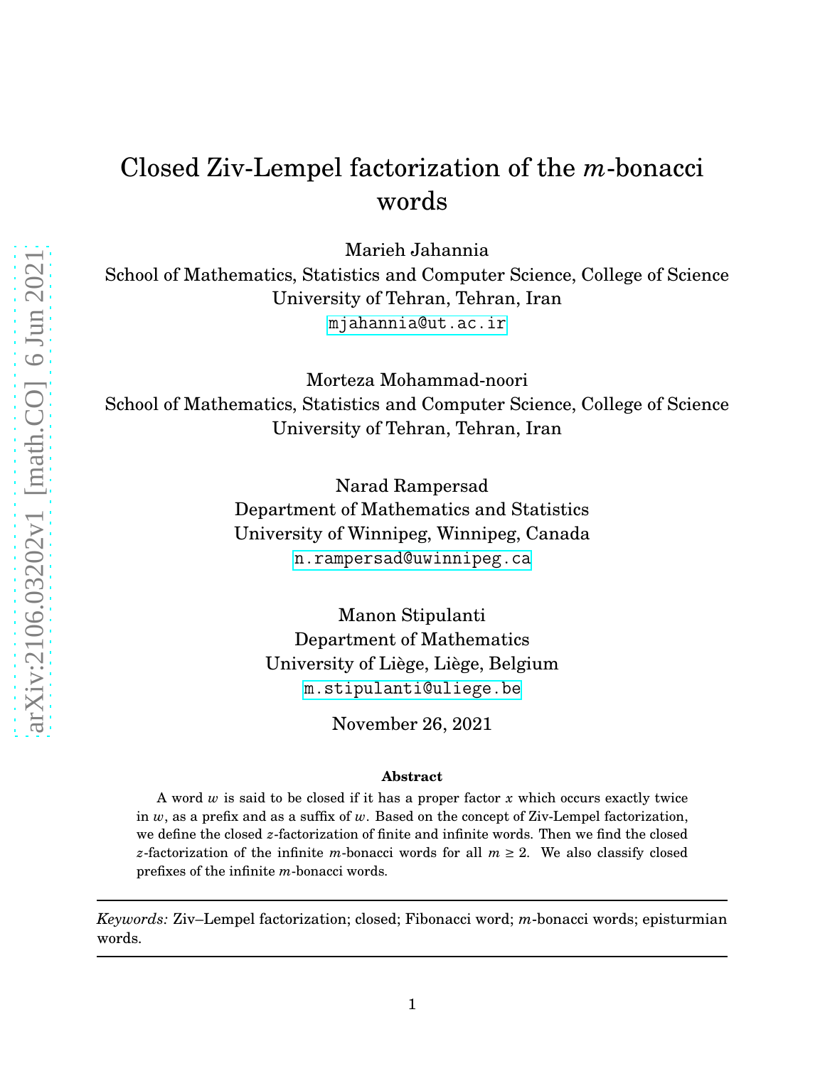# Closed Ziv-Lempel factorization of the $m$-bonacci words

Marieh Jahannia
School of Mathematics, Statistics and Computer Science, College of Science
University of Tehran, Tehran, Iran
mjahannia@ut.ac.ir

Morteza Mohammad-noori
School of Mathematics, Statistics and Computer Science, College of Science
University of Tehran, Tehran, Iran

Narad Rampersad
Department of Mathematics and Statistics
University of Winnipeg, Winnipeg, Canada
n.rampersad@uwinnipeg.ca

Manon Stipulanti
Department of Mathematics
University of Liège, Liège, Belgium
m.stipulanti@uliege.be

November 26, 2021

**Abstract**

A word $w$ is said to be closed if it has a proper factor $x$ which occurs exactly twice in $w$, as a prefix and as a suffix of $w$. Based on the concept of Ziv-Lempel factorization, we define the closed $z$-factorization of finite and infinite words. Then we find the closed $z$-factorization of the infinite $m$-bonacci words for all $m \geq 2$. We also classify closed prefixes of the infinite $m$-bonacci words.

---

*Keywords:* Ziv–Lempel factorization; closed; Fibonacci word; $m$-bonacci words; episturmian words.

---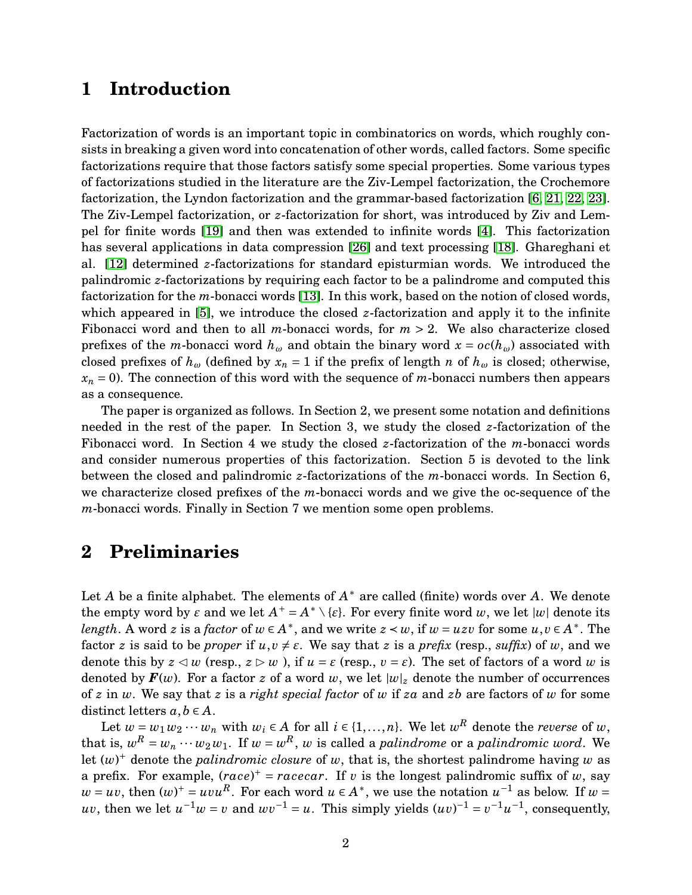## 1 Introduction

Factorization of words is an important topic in combinatorics on words, which roughly consists in breaking a given word into concatenation of other words, called factors. Some specific factorizations require that those factors satisfy some special properties. Some various types of factorizations studied in the literature are the Ziv-Lempel factorization, the Crochemore factorization, the Lyndon factorization and the grammar-based factorization [6, 21, 22, 23]. The Ziv-Lempel factorization, or $z$-factorization for short, was introduced by Ziv and Lempel for finite words [19] and then was extended to infinite words [4]. This factorization has several applications in data compression [26] and text processing [18]. Ghareghani et al. [12] determined $z$-factorizations for standard episturmian words. We introduced the palindromic $z$-factorizations by requiring each factor to be a palindrome and computed this factorization for the $m$-bonacci words [13]. In this work, based on the notion of closed words, which appeared in [5], we introduce the closed $z$-factorization and apply it to the infinite Fibonacci word and then to all $m$-bonacci words, for $m > 2$. We also characterize closed prefixes of the $m$-bonacci word $h_\omega$ and obtain the binary word $x = oc(h_\omega)$ associated with closed prefixes of $h_\omega$ (defined by $x_n = 1$ if the prefix of length $n$ of $h_\omega$ is closed; otherwise, $x_n = 0$). The connection of this word with the sequence of $m$-bonacci numbers then appears as a consequence.

The paper is organized as follows. In Section 2, we present some notation and definitions needed in the rest of the paper. In Section 3, we study the closed $z$-factorization of the Fibonacci word. In Section 4 we study the closed $z$-factorization of the $m$-bonacci words and consider numerous properties of this factorization. Section 5 is devoted to the link between the closed and palindromic $z$-factorizations of the $m$-bonacci words. In Section 6, we characterize closed prefixes of the $m$-bonacci words and we give the oc-sequence of the $m$-bonacci words. Finally in Section 7 we mention some open problems.

## 2 Preliminaries

Let $A$ be a finite alphabet. The elements of $A^*$ are called (finite) words over $A$. We denote the empty word by $\varepsilon$ and we let $A^+ = A^* \setminus \{\varepsilon\}$. For every finite word $w$, we let $|w|$ denote its *length*. A word $z$ is a *factor* of $w \in A^*$, and we write $z \prec w$, if $w = uzv$ for some $u, v \in A^*$. The factor $z$ is said to be *proper* if $u, v \neq \varepsilon$. We say that $z$ is a *prefix* (resp., *suffix*) of $w$, and we denote this by $z \lhd w$ (resp., $z \rhd w$ ), if $u = \varepsilon$ (resp., $v = \varepsilon$). The set of factors of a word $w$ is denoted by $\boldsymbol{F}(w)$. For a factor $z$ of a word $w$, we let $|w|_z$ denote the number of occurrences of $z$ in $w$. We say that $z$ is a *right special factor* of $w$ if $za$ and $zb$ are factors of $w$ for some distinct letters $a, b \in A$.

Let $w = w_1 w_2 \cdots w_n$ with $w_i \in A$ for all $i \in \{1, \ldots, n\}$. We let $w^R$ denote the *reverse* of $w$, that is, $w^R = w_n \cdots w_2 w_1$. If $w = w^R$, $w$ is called a *palindrome* or a *palindromic word*. We let $(w)^+$ denote the *palindromic closure* of $w$, that is, the shortest palindrome having $w$ as a prefix. For example, $(race)^+ = racecar$. If $v$ is the longest palindromic suffix of $w$, say $w = uv$, then $(w)^+ = uvu^R$. For each word $u \in A^*$, we use the notation $u^{-1}$ as below. If $w = uv$, then we let $u^{-1}w = v$ and $wv^{-1} = u$. This simply yields $(uv)^{-1} = v^{-1}u^{-1}$, consequently,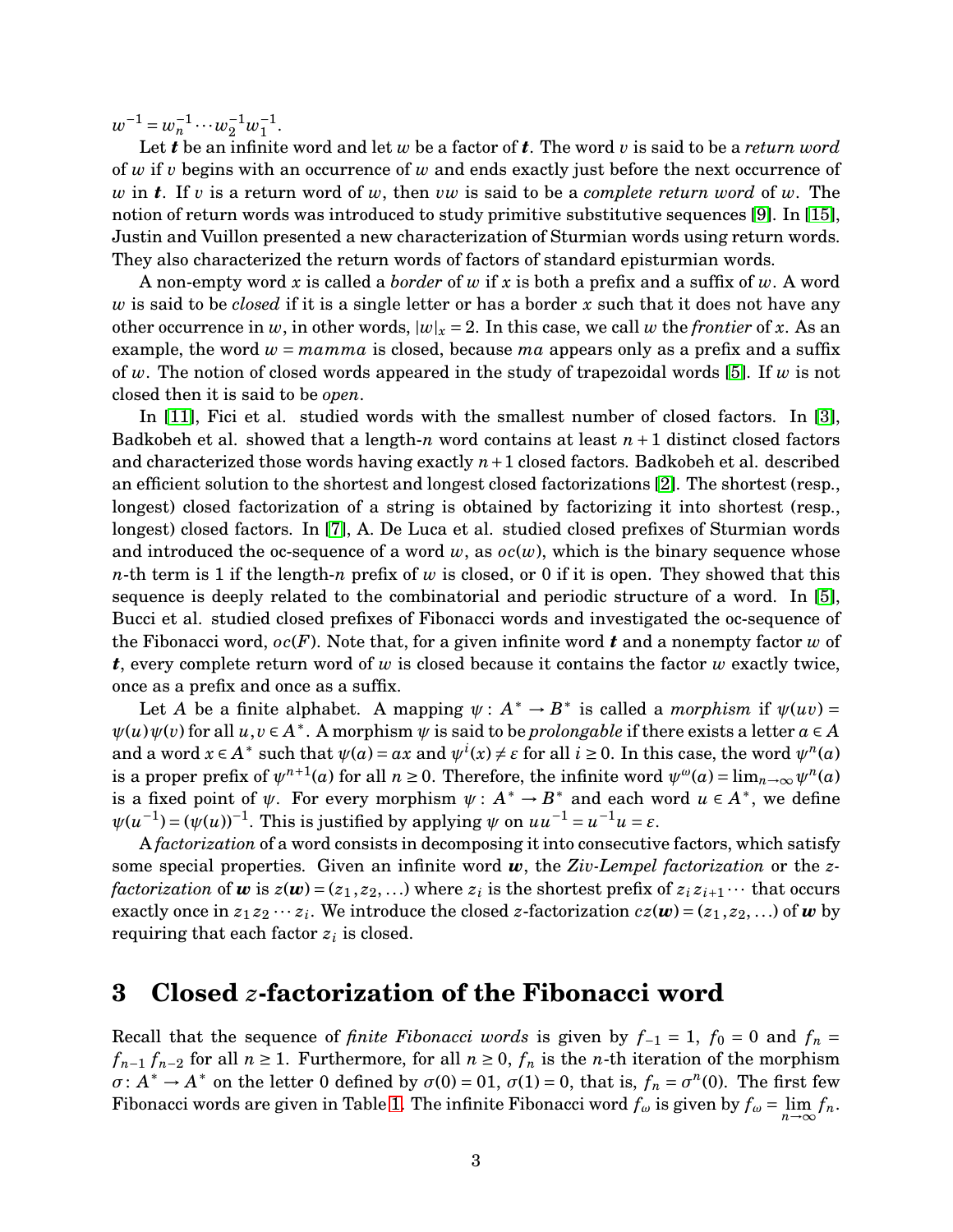$w^{-1} = w_n^{-1} \cdots w_2^{-1} w_1^{-1}$.

Let $\boldsymbol{t}$ be an infinite word and let $w$ be a factor of $\boldsymbol{t}$. The word $v$ is said to be a *return word* of $w$ if $v$ begins with an occurrence of $w$ and ends exactly just before the next occurrence of $w$ in $\boldsymbol{t}$. If $v$ is a return word of $w$, then $vw$ is said to be a *complete return word* of $w$. The notion of return words was introduced to study primitive substitutive sequences [9]. In [15], Justin and Vuillon presented a new characterization of Sturmian words using return words. They also characterized the return words of factors of standard episturmian words.

A non-empty word $x$ is called a *border* of $w$ if $x$ is both a prefix and a suffix of $w$. A word $w$ is said to be *closed* if it is a single letter or has a border $x$ such that it does not have any other occurrence in $w$, in other words, $|w|_x = 2$. In this case, we call $w$ the *frontier* of $x$. As an example, the word $w = mamma$ is closed, because $ma$ appears only as a prefix and a suffix of $w$. The notion of closed words appeared in the study of trapezoidal words [5]. If $w$ is not closed then it is said to be *open*.

In [11], Fici et al. studied words with the smallest number of closed factors. In [3], Badkobeh et al. showed that a length-$n$ word contains at least $n+1$ distinct closed factors and characterized those words having exactly $n+1$ closed factors. Badkobeh et al. described an efficient solution to the shortest and longest closed factorizations [2]. The shortest (resp., longest) closed factorization of a string is obtained by factorizing it into shortest (resp., longest) closed factors. In [7], A. De Luca et al. studied closed prefixes of Sturmian words and introduced the oc-sequence of a word $w$, as $oc(w)$, which is the binary sequence whose $n$-th term is 1 if the length-$n$ prefix of $w$ is closed, or 0 if it is open. They showed that this sequence is deeply related to the combinatorial and periodic structure of a word. In [5], Bucci et al. studied closed prefixes of Fibonacci words and investigated the oc-sequence of the Fibonacci word, $oc(F)$. Note that, for a given infinite word $\boldsymbol{t}$ and a nonempty factor $w$ of $\boldsymbol{t}$, every complete return word of $w$ is closed because it contains the factor $w$ exactly twice, once as a prefix and once as a suffix.

Let $A$ be a finite alphabet. A mapping $\psi : A^* \to B^*$ is called a *morphism* if $\psi(uv) = \psi(u)\psi(v)$ for all $u, v \in A^*$. A morphism $\psi$ is said to be *prolongable* if there exists a letter $a \in A$ and a word $x \in A^*$ such that $\psi(a) = ax$ and $\psi^i(x) \neq \varepsilon$ for all $i \geq 0$. In this case, the word $\psi^n(a)$ is a proper prefix of $\psi^{n+1}(a)$ for all $n \geq 0$. Therefore, the infinite word $\psi^\omega(a) = \lim_{n\to\infty} \psi^n(a)$ is a fixed point of $\psi$. For every morphism $\psi : A^* \to B^*$ and each word $u \in A^*$, we define $\psi(u^{-1}) = (\psi(u))^{-1}$. This is justified by applying $\psi$ on $uu^{-1} = u^{-1}u = \varepsilon$.

A *factorization* of a word consists in decomposing it into consecutive factors, which satisfy some special properties. Given an infinite word $\boldsymbol{w}$, the *Ziv-Lempel factorization* or the *z-factorization* of $\boldsymbol{w}$ is $z(\boldsymbol{w}) = (z_1, z_2, \ldots)$ where $z_i$ is the shortest prefix of $z_i z_{i+1} \cdots$ that occurs exactly once in $z_1 z_2 \cdots z_i$. We introduce the closed $z$-factorization $cz(\boldsymbol{w}) = (z_1, z_2, \ldots)$ of $\boldsymbol{w}$ by requiring that each factor $z_i$ is closed.

## 3 Closed $z$-factorization of the Fibonacci word

Recall that the sequence of *finite Fibonacci words* is given by $f_{-1} = 1$, $f_0 = 0$ and $f_n = f_{n-1} f_{n-2}$ for all $n \geq 1$. Furthermore, for all $n \geq 0$, $f_n$ is the $n$-th iteration of the morphism $\sigma : A^* \to A^*$ on the letter 0 defined by $\sigma(0) = 01$, $\sigma(1) = 0$, that is, $f_n = \sigma^n(0)$. The first few Fibonacci words are given in Table 1. The infinite Fibonacci word $f_\omega$ is given by $f_\omega = \lim_{n\to\infty} f_n$.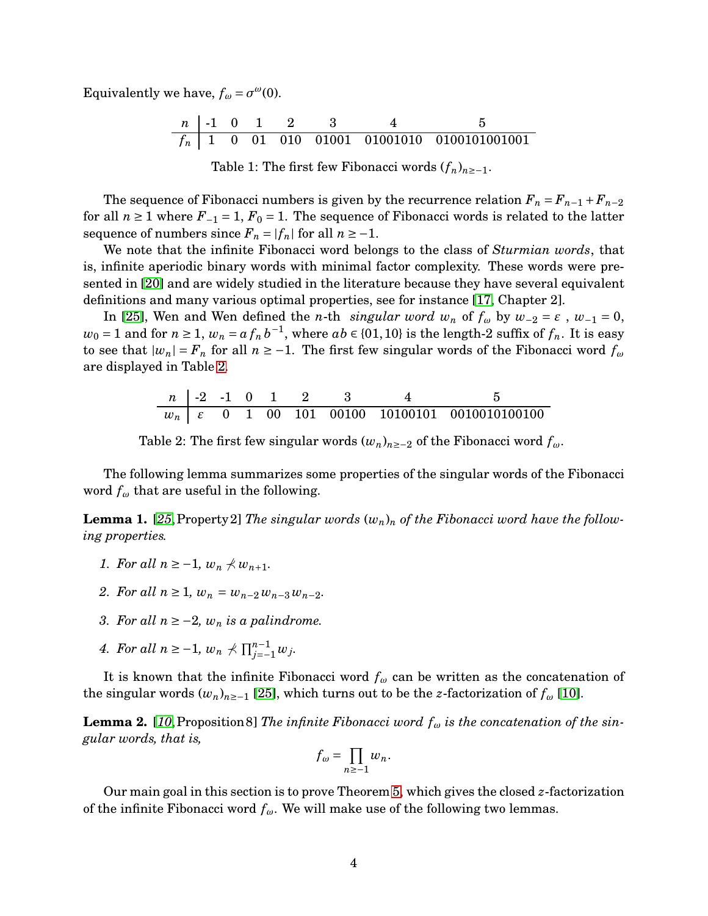Equivalently we have, $f_\omega = \sigma^\omega(0)$.

| $n$ | -1 | 0 | 1 | 2 | 3 | 4 | 5 |
|---|---|---|---|---|---|---|---|
| $f_n$ | 1 | 0 | 01 | 010 | 01001 | 01001010 | 0100101001001 |

Table 1: The first few Fibonacci words $(f_n)_{n\geq -1}$.

The sequence of Fibonacci numbers is given by the recurrence relation $F_n = F_{n-1} + F_{n-2}$ for all $n \geq 1$ where $F_{-1} = 1$, $F_0 = 1$. The sequence of Fibonacci words is related to the latter sequence of numbers since $F_n = |f_n|$ for all $n \geq -1$.

We note that the infinite Fibonacci word belongs to the class of *Sturmian words*, that is, infinite aperiodic binary words with minimal factor complexity. These words were presented in [20] and are widely studied in the literature because they have several equivalent definitions and many various optimal properties, see for instance [17, Chapter 2].

In [25], Wen and Wen defined the $n$-th *singular word* $w_n$ of $f_\omega$ by $w_{-2} = \varepsilon$, $w_{-1} = 0$, $w_0 = 1$ and for $n \geq 1$, $w_n = a\, f_n\, b^{-1}$, where $ab \in \{01, 10\}$ is the length-2 suffix of $f_n$. It is easy to see that $|w_n| = F_n$ for all $n \geq -1$. The first few singular words of the Fibonacci word $f_\omega$ are displayed in Table 2.

| $n$ | -2 | -1 | 0 | 1 | 2 | 3 | 4 | 5 |
|---|---|---|---|---|---|---|---|---|
| $w_n$ | $\varepsilon$ | 0 | 1 | 00 | 101 | 00100 | 10100101 | 0010010100100 |

Table 2: The first few singular words $(w_n)_{n\geq -2}$ of the Fibonacci word $f_\omega$.

The following lemma summarizes some properties of the singular words of the Fibonacci word $f_\omega$ that are useful in the following.

**Lemma 1.** [25, Property 2] *The singular words $(w_n)_n$ of the Fibonacci word have the following properties.*

1. *For all $n \geq -1$, $w_n \not\prec w_{n+1}$.*
2. *For all $n \geq 1$, $w_n = w_{n-2}w_{n-3}w_{n-2}$.*
3. *For all $n \geq -2$, $w_n$ is a palindrome.*
4. *For all $n \geq -1$, $w_n \not\prec \prod_{j=-1}^{n-1} w_j$.*

It is known that the infinite Fibonacci word $f_\omega$ can be written as the concatenation of the singular words $(w_n)_{n\geq -1}$ [25], which turns out to be the $z$-factorization of $f_\omega$ [10].

**Lemma 2.** [10, Proposition 8] *The infinite Fibonacci word $f_\omega$ is the concatenation of the singular words, that is,*

$$f_\omega = \prod_{n\geq -1} w_n.$$

Our main goal in this section is to prove Theorem 5, which gives the closed $z$-factorization of the infinite Fibonacci word $f_\omega$. We will make use of the following two lemmas.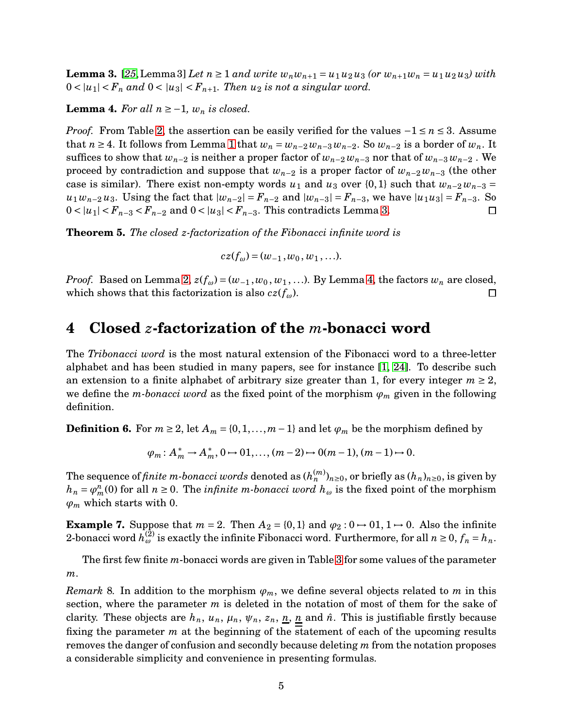**Lemma 3.** [25, Lemma 3] *Let $n \geq 1$ and write $w_n w_{n+1} = u_1 u_2 u_3$ (or $w_{n+1} w_n = u_1 u_2 u_3$) with $0 < |u_1| < F_n$ and $0 < |u_3| < F_{n+1}$. Then $u_2$ is not a singular word.*

**Lemma 4.** *For all $n \geq -1$, $w_n$ is closed.*

*Proof.* From Table 2, the assertion can be easily verified for the values $-1 \leq n \leq 3$. Assume that $n \geq 4$. It follows from Lemma 1 that $w_n = w_{n-2} w_{n-3} w_{n-2}$. So $w_{n-2}$ is a border of $w_n$. It suffices to show that $w_{n-2}$ is neither a proper factor of $w_{n-2} w_{n-3}$ nor that of $w_{n-3} w_{n-2}$. We proceed by contradiction and suppose that $w_{n-2}$ is a proper factor of $w_{n-2} w_{n-3}$ (the other case is similar). There exist non-empty words $u_1$ and $u_3$ over $\{0,1\}$ such that $w_{n-2} w_{n-3} = u_1 w_{n-2} u_3$. Using the fact that $|w_{n-2}| = F_{n-2}$ and $|w_{n-3}| = F_{n-3}$, we have $|u_1 u_3| = F_{n-3}$. So $0 < |u_1| < F_{n-3} < F_{n-2}$ and $0 < |u_3| < F_{n-3}$. This contradicts Lemma 3. ∎

**Theorem 5.** *The closed z-factorization of the Fibonacci infinite word is*

$$cz(f_\omega) = (w_{-1}, w_0, w_1, \ldots).$$

*Proof.* Based on Lemma 2, $z(f_\omega) = (w_{-1}, w_0, w_1, \ldots)$. By Lemma 4, the factors $w_n$ are closed, which shows that this factorization is also $cz(f_\omega)$. ∎

# 4 Closed $z$-factorization of the $m$-bonacci word

The *Tribonacci word* is the most natural extension of the Fibonacci word to a three-letter alphabet and has been studied in many papers, see for instance [1, 24]. To describe such an extension to a finite alphabet of arbitrary size greater than 1, for every integer $m \geq 2$, we define the *m-bonacci word* as the fixed point of the morphism $\varphi_m$ given in the following definition.

**Definition 6.** For $m \geq 2$, let $A_m = \{0, 1, \ldots, m-1\}$ and let $\varphi_m$ be the morphism defined by

$$\varphi_m : A_m^* \to A_m^*, 0 \mapsto 01, \ldots, (m-2) \mapsto 0(m-1), (m-1) \mapsto 0.$$

The sequence of *finite m-bonacci words* denoted as $(h_n^{(m)})_{n \geq 0}$, or briefly as $(h_n)_{n \geq 0}$, is given by $h_n = \varphi_m^n(0)$ for all $n \geq 0$. The *infinite m-bonacci word* $h_\omega$ is the fixed point of the morphism $\varphi_m$ which starts with 0.

**Example 7.** Suppose that $m = 2$. Then $A_2 = \{0, 1\}$ and $\varphi_2 : 0 \mapsto 01, 1 \mapsto 0$. Also the infinite 2-bonacci word $h_\omega^{(2)}$ is exactly the infinite Fibonacci word. Furthermore, for all $n \geq 0$, $f_n = h_n$.

The first few finite $m$-bonacci words are given in Table 3 for some values of the parameter $m$.

*Remark* 8. In addition to the morphism $\varphi_m$, we define several objects related to $m$ in this section, where the parameter $m$ is deleted in the notation of most of them for the sake of clarity. These objects are $h_n$, $u_n$, $\mu_n$, $\psi_n$, $z_n$, $\underline{n}$, $\underline{\underline{n}}$ and $\hat{n}$. This is justifiable firstly because fixing the parameter $m$ at the beginning of the statement of each of the upcoming results removes the danger of confusion and secondly because deleting $m$ from the notation proposes a considerable simplicity and convenience in presenting formulas.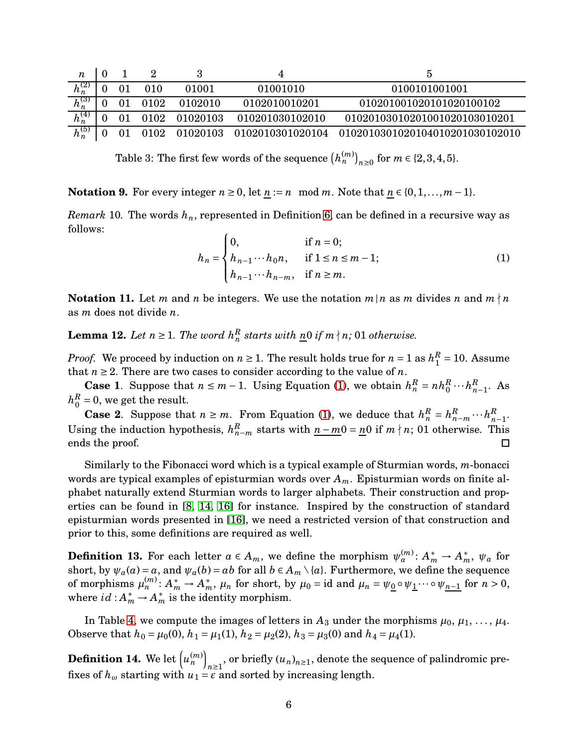| $n$ | 0 | 1 | 2 | 3 | 4 | 5 |
|---|---|---|---|---|---|---|
| $h_n^{(2)}$ | 0 | 01 | 010 | 01001 | 01001010 | 0100101001001 |
| $h_n^{(3)}$ | 0 | 01 | 0102 | 0102010 | 0102010010201 | 010201001020101020100102 |
| $h_n^{(4)}$ | 0 | 01 | 0102 | 01020103 | 010201030102010 | 01020103010201001020103010201 |
| $h_n^{(5)}$ | 0 | 01 | 0102 | 01020103 | 0102010301020104 | 0102010301020104010201030102010 |

Table 3: The first few words of the sequence $\left(h_n^{(m)}\right)_{n\geq 0}$ for $m \in \{2,3,4,5\}$.

**Notation 9.** For every integer $n \geq 0$, let $\underline{n} := n \mod m$. Note that $\underline{n} \in \{0,1,\ldots,m-1\}$.

*Remark* 10. The words $h_n$, represented in Definition 6, can be defined in a recursive way as follows:

$$h_n = \begin{cases} 0, & \text{if } n = 0; \\ h_{n-1}\cdots h_0 n, & \text{if } 1 \leq n \leq m-1; \\ h_{n-1}\cdots h_{n-m}, & \text{if } n \geq m. \end{cases} \tag{1}$$

**Notation 11.** Let $m$ and $n$ be integers. We use the notation $m \mid n$ as $m$ divides $n$ and $m \nmid n$ as $m$ does not divide $n$.

**Lemma 12.** *Let $n \geq 1$. The word $h_n^R$ starts with $\underline{n}0$ if $m \nmid n$; 01 otherwise.*

*Proof.* We proceed by induction on $n \geq 1$. The result holds true for $n = 1$ as $h_1^R = 10$. Assume that $n \geq 2$. There are two cases to consider according to the value of $n$.

**Case 1**. Suppose that $n \leq m-1$. Using Equation (1), we obtain $h_n^R = n h_0^R \cdots h_{n-1}^R$. As $h_0^R = 0$, we get the result.

**Case 2**. Suppose that $n \geq m$. From Equation (1), we deduce that $h_n^R = h_{n-m}^R \cdots h_{n-1}^R$. Using the induction hypothesis, $h_{n-m}^R$ starts with $\underline{n-m}0 = \underline{n}0$ if $m \nmid n$; 01 otherwise. This ends the proof. □

Similarly to the Fibonacci word which is a typical example of Sturmian words, $m$-bonacci words are typical examples of episturmian words over $A_m$. Episturmian words on finite alphabet naturally extend Sturmian words to larger alphabets. Their construction and properties can be found in [8, 14, 16] for instance. Inspired by the construction of standard episturmian words presented in [16], we need a restricted version of that construction and prior to this, some definitions are required as well.

**Definition 13.** For each letter $a \in A_m$, we define the morphism $\psi_a^{(m)}: A_m^* \to A_m^*$, $\psi_a$ for short, by $\psi_a(a) = a$, and $\psi_a(b) = ab$ for all $b \in A_m \setminus \{a\}$. Furthermore, we define the sequence of morphisms $\mu_n^{(m)}: A_m^* \to A_m^*$, $\mu_n$ for short, by $\mu_0 = \text{id}$ and $\mu_n = \psi_{\underline{0}} \circ \psi_{\underline{1}} \cdots \circ \psi_{\underline{n-1}}$ for $n > 0$, where $id : A_m^* \to A_m^*$ is the identity morphism.

In Table 4, we compute the images of letters in $A_3$ under the morphisms $\mu_0, \mu_1, \ldots, \mu_4$. Observe that $h_0 = \mu_0(0)$, $h_1 = \mu_1(1)$, $h_2 = \mu_2(2)$, $h_3 = \mu_3(0)$ and $h_4 = \mu_4(1)$.

**Definition 14.** We let $\left(u_n^{(m)}\right)_{n\geq 1}$, or briefly $(u_n)_{n\geq 1}$, denote the sequence of palindromic prefixes of $h_\omega$ starting with $u_1 = \varepsilon$ and sorted by increasing length.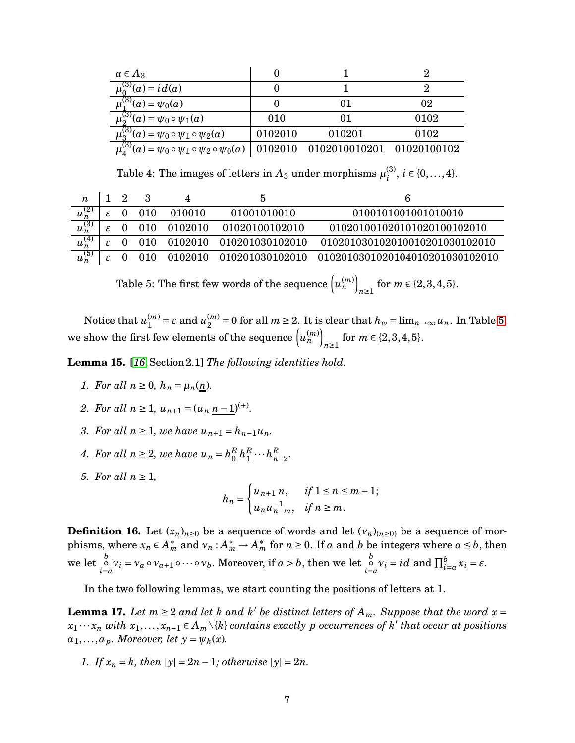| $a \in A_3$ | 0 | 1 | 2 |
|---|---|---|---|
| $\mu_0^{(3)}(a) = id(a)$ | 0 | 1 | 2 |
| $\mu_1^{(3)}(a) = \psi_0(a)$ | 0 | 01 | 02 |
| $\mu_2^{(3)}(a) = \psi_0 \circ \psi_1(a)$ | 010 | 01 | 0102 |
| $\mu_3^{(3)}(a) = \psi_0 \circ \psi_1 \circ \psi_2(a)$ | 0102010 | 010201 | 0102 |
| $\mu_4^{(3)}(a) = \psi_0 \circ \psi_1 \circ \psi_2 \circ \psi_0(a)$ | 0102010 | 0102010010201 | 01020100102 |

Table 4: The images of letters in $A_3$ under morphisms $\mu_i^{(3)}$, $i \in \{0, \ldots, 4\}$.

| $n$ | 1 | 2 | 3 | 4 | 5 | 6 |
|---|---|---|---|---|---|---|
| $u_n^{(2)}$ | $\varepsilon$ | 0 | 010 | 010010 | 01001010010 | 0100101001001010010 |
| $u_n^{(3)}$ | $\varepsilon$ | 0 | 010 | 0102010 | 01020100102010 | 01020100102010102010 0102010 |
| $u_n^{(4)}$ | $\varepsilon$ | 0 | 010 | 0102010 | 010201030102010 | 0102010301020100102010301 02010 |
| $u_n^{(5)}$ | $\varepsilon$ | 0 | 010 | 0102010 | 010201030102010 | 0102010301020104010201030102010 |

Table 5: The first few words of the sequence $\left(u_n^{(m)}\right)_{n\geq 1}$ for $m \in \{2,3,4,5\}$.

Notice that $u_1^{(m)} = \varepsilon$ and $u_2^{(m)} = 0$ for all $m \geq 2$. It is clear that $h_\omega = \lim_{n\to\infty} u_n$. In Table 5, we show the first few elements of the sequence $\left(u_n^{(m)}\right)_{n\geq 1}$ for $m \in \{2,3,4,5\}$.

**Lemma 15.** [16, Section 2.1] *The following identities hold.*

1. *For all $n \geq 0$, $h_n = \mu_n(\underline{n})$.*
2. *For all $n \geq 1$, $u_{n+1} = (u_n\, \underline{n-1})^{(+)}$.*
3. *For all $n \geq 1$, we have $u_{n+1} = h_{n-1} u_n$.*
4. *For all $n \geq 2$, we have $u_n = h_0^R h_1^R \cdots h_{n-2}^R$.*
5. *For all $n \geq 1$,*
$$h_n = \begin{cases} u_{n+1}\, n, & \text{if } 1 \leq n \leq m-1; \\ u_n u_{n-m}^{-1}, & \text{if } n \geq m. \end{cases}$$

**Definition 16.** Let $(x_n)_{n\geq 0}$ be a sequence of words and let $(\nu_n)_{(n\geq 0)}$ be a sequence of morphisms, where $x_n \in A_m^*$ and $\nu_n : A_m^* \to A_m^*$ for $n \geq 0$. If $a$ and $b$ be integers where $a \leq b$, then we let $\bigcirc_{i=a}^{b} \nu_i = \nu_a \circ \nu_{a+1} \circ \cdots \circ \nu_b$. Moreover, if $a > b$, then we let $\bigcirc_{i=a}^{b} \nu_i = id$ and $\prod_{i=a}^{b} x_i = \varepsilon$.

In the two following lemmas, we start counting the positions of letters at 1.

**Lemma 17.** *Let $m \geq 2$ and let $k$ and $k'$ be distinct letters of $A_m$. Suppose that the word $x = x_1 \cdots x_n$ with $x_1, \ldots, x_{n-1} \in A_m \backslash \{k\}$ contains exactly $p$ occurrences of $k'$ that occur at positions $a_1, \ldots, a_p$. Moreover, let $y = \psi_k(x)$.*

1. *If $x_n = k$, then $|y| = 2n - 1$; otherwise $|y| = 2n$.*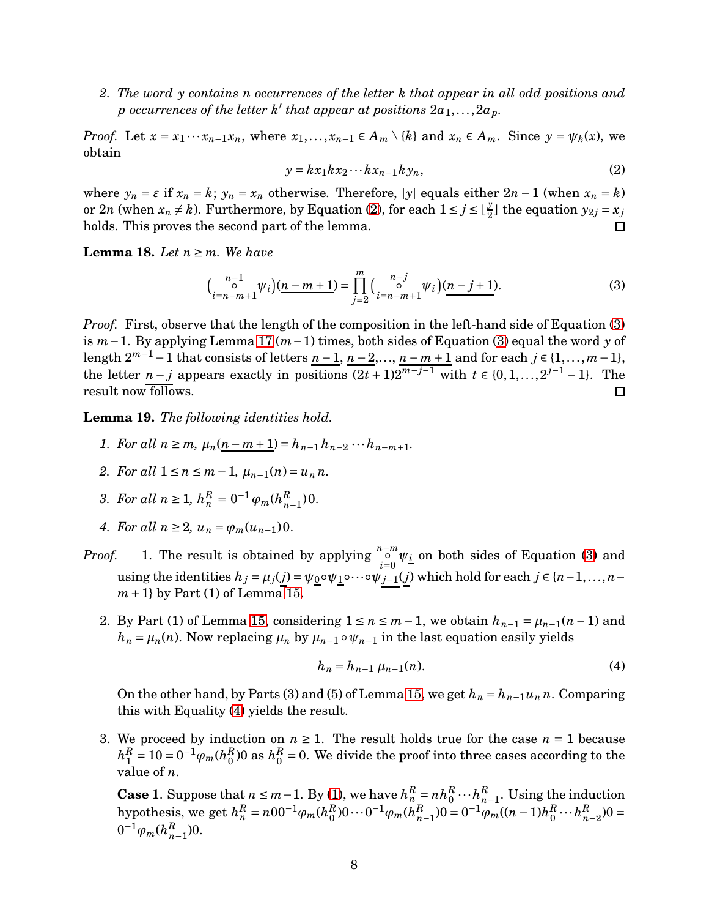2. *The word $y$ contains $n$ occurrences of the letter $k$ that appear in all odd positions and $p$ occurrences of the letter $k'$ that appear at positions $2a_1, \ldots, 2a_p$.*

*Proof.* Let $x = x_1 \cdots x_{n-1} x_n$, where $x_1, \ldots, x_{n-1} \in A_m \setminus \{k\}$ and $x_n \in A_m$. Since $y = \psi_k(x)$, we obtain

$$y = k x_1 k x_2 \cdots k x_{n-1} k y_n, \tag{2}$$

where $y_n = \varepsilon$ if $x_n = k$; $y_n = x_n$ otherwise. Therefore, $|y|$ equals either $2n-1$ (when $x_n = k$) or $2n$ (when $x_n \neq k$). Furthermore, by Equation (2), for each $1 \leq j \leq \lfloor \frac{y}{2} \rfloor$ the equation $y_{2j} = x_j$ holds. This proves the second part of the lemma. ◻

**Lemma 18.** *Let $n \geq m$. We have*

$$\big(\mathop{\circ}_{i=n-m+1}^{n-1} \psi_{\underline{i}}\big)(\underline{n-m+1}) = \prod_{j=2}^{m} \big(\mathop{\circ}_{i=n-m+1}^{n-j} \psi_{\underline{i}}\big)(\underline{n-j+1}). \tag{3}$$

*Proof.* First, observe that the length of the composition in the left-hand side of Equation (3) is $m-1$. By applying Lemma 17 $(m-1)$ times, both sides of Equation (3) equal the word $y$ of length $2^{m-1}-1$ that consists of letters $\underline{n-1}, \underline{n-2}, \ldots, \underline{n-m+1}$ and for each $j \in \{1, \ldots, m-1\}$, the letter $\underline{n-j}$ appears exactly in positions $(2t+1)2^{m-j-1}$ with $t \in \{0, 1, \ldots, 2^{j-1}-1\}$. The result now follows. ◻

**Lemma 19.** *The following identities hold.*

1. *For all $n \geq m$, $\mu_n(\underline{n-m+1}) = h_{n-1} h_{n-2} \cdots h_{n-m+1}$.*
2. *For all $1 \leq n \leq m-1$, $\mu_{n-1}(n) = u_n n$.*
3. *For all $n \geq 1$, $h_n^R = 0^{-1} \varphi_m(h_{n-1}^R) 0$.*
4. *For all $n \geq 2$, $u_n = \varphi_m(u_{n-1}) 0$.*

*Proof.* 1. The result is obtained by applying $\mathop{\circ}_{i=0}^{n-m} \psi_{\underline{i}}$ on both sides of Equation (3) and using the identities $h_j = \mu_j(\underline{j}) = \psi_{\underline{0}} \circ \psi_{\underline{1}} \circ \cdots \circ \psi_{\underline{j-1}}(\underline{j})$ which hold for each $j \in \{n-1, \ldots, n-m+1\}$ by Part (1) of Lemma 15.

2. By Part (1) of Lemma 15, considering $1 \leq n \leq m-1$, we obtain $h_{n-1} = \mu_{n-1}(n-1)$ and $h_n = \mu_n(n)$. Now replacing $\mu_n$ by $\mu_{n-1} \circ \psi_{n-1}$ in the last equation easily yields

$$h_n = h_{n-1}\, \mu_{n-1}(n). \tag{4}$$

On the other hand, by Parts (3) and (5) of Lemma 15, we get $h_n = h_{n-1} u_n n$. Comparing this with Equality (4) yields the result.

3. We proceed by induction on $n \geq 1$. The result holds true for the case $n = 1$ because $h_1^R = 10 = 0^{-1} \varphi_m(h_0^R) 0$ as $h_0^R = 0$. We divide the proof into three cases according to the value of $n$.

**Case 1**. Suppose that $n \leq m-1$. By (1), we have $h_n^R = n h_0^R \cdots h_{n-1}^R$. Using the induction hypothesis, we get $h_n^R = n 0 0^{-1} \varphi_m(h_0^R) 0 \cdots 0^{-1} \varphi_m(h_{n-1}^R) 0 = 0^{-1} \varphi_m((n-1) h_0^R \cdots h_{n-2}^R) 0 = 0^{-1} \varphi_m(h_{n-1}^R) 0$.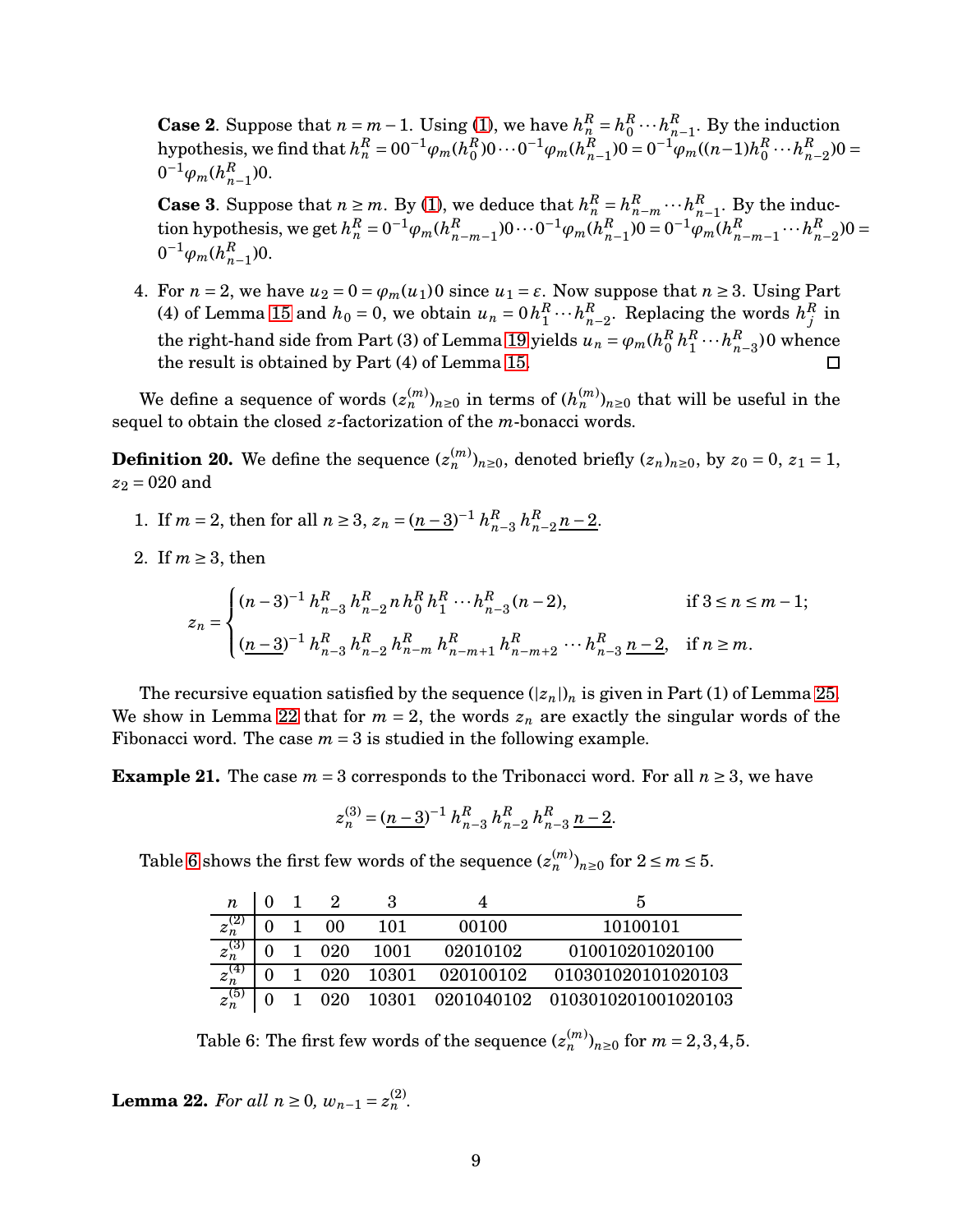**Case 2**. Suppose that $n = m-1$. Using (1), we have $h_n^R = h_0^R \cdots h_{n-1}^R$. By the induction hypothesis, we find that $h_n^R = 00^{-1}\varphi_m(h_0^R)0 \cdots 0^{-1}\varphi_m(h_{n-1}^R)0 = 0^{-1}\varphi_m((n-1)h_0^R \cdots h_{n-2}^R)0 = 0^{-1}\varphi_m(h_{n-1}^R)0$.

**Case 3**. Suppose that $n \geq m$. By (1), we deduce that $h_n^R = h_{n-m}^R \cdots h_{n-1}^R$. By the induction hypothesis, we get $h_n^R = 0^{-1}\varphi_m(h_{n-m-1}^R)0 \cdots 0^{-1}\varphi_m(h_{n-1}^R)0 = 0^{-1}\varphi_m(h_{n-m-1}^R \cdots h_{n-2}^R)0 = 0^{-1}\varphi_m(h_{n-1}^R)0$.

4. For $n = 2$, we have $u_2 = 0 = \varphi_m(u_1)0$ since $u_1 = \varepsilon$. Now suppose that $n \geq 3$. Using Part (4) of Lemma 15 and $h_0 = 0$, we obtain $u_n = 0\, h_1^R \cdots h_{n-2}^R$. Replacing the words $h_j^R$ in the right-hand side from Part (3) of Lemma 19 yields $u_n = \varphi_m(h_0^R\, h_1^R \cdots h_{n-3}^R)0$ whence the result is obtained by Part (4) of Lemma 15. □

We define a sequence of words $(z_n^{(m)})_{n\geq 0}$ in terms of $(h_n^{(m)})_{n\geq 0}$ that will be useful in the sequel to obtain the closed $z$-factorization of the $m$-bonacci words.

**Definition 20.** We define the sequence $(z_n^{(m)})_{n\geq 0}$, denoted briefly $(z_n)_{n\geq 0}$, by $z_0 = 0$, $z_1 = 1$, $z_2 = 020$ and

1. If $m = 2$, then for all $n \geq 3$, $z_n = (\underline{n-3})^{-1}\, h_{n-3}^R\, h_{n-2}^R\, \underline{n-2}$.

2. If $m \geq 3$, then

$$z_n = \begin{cases} (n-3)^{-1}\, h_{n-3}^R\, h_{n-2}^R\, n\, h_0^R\, h_1^R \cdots h_{n-3}^R (n-2), & \text{if } 3 \leq n \leq m-1; \\ (\underline{n-3})^{-1}\, h_{n-3}^R\, h_{n-2}^R\, h_{n-m}^R\, h_{n-m+1}^R\, h_{n-m+2}^R \cdots h_{n-3}^R\, \underline{n-2}, & \text{if } n \geq m. \end{cases}$$

The recursive equation satisfied by the sequence $(|z_n|)_n$ is given in Part (1) of Lemma 25. We show in Lemma 22 that for $m = 2$, the words $z_n$ are exactly the singular words of the Fibonacci word. The case $m = 3$ is studied in the following example.

**Example 21.** The case $m = 3$ corresponds to the Tribonacci word. For all $n \geq 3$, we have

$$z_n^{(3)} = (\underline{n-3})^{-1}\, h_{n-3}^R\, h_{n-2}^R\, h_{n-3}^R\, \underline{n-2}.$$

Table 6 shows the first few words of the sequence $(z_n^{(m)})_{n\geq 0}$ for $2 \leq m \leq 5$.

| $n$ | 0 | 1 | 2 | 3 | 4 | 5 |
|---|---|---|---|---|---|---|
| $z_n^{(2)}$ | 0 | 1 | 00 | 101 | 00100 | 10100101 |
| $z_n^{(3)}$ | 0 | 1 | 020 | 1001 | 02010102 | 010010201020100 |
| $z_n^{(4)}$ | 0 | 1 | 020 | 10301 | 020100102 | 010301020101020103 |
| $z_n^{(5)}$ | 0 | 1 | 020 | 10301 | 0201040102 | 0103010201001020103 |

Table 6: The first few words of the sequence $(z_n^{(m)})_{n\geq 0}$ for $m = 2, 3, 4, 5$.

**Lemma 22.** *For all $n \geq 0$, $w_{n-1} = z_n^{(2)}$.*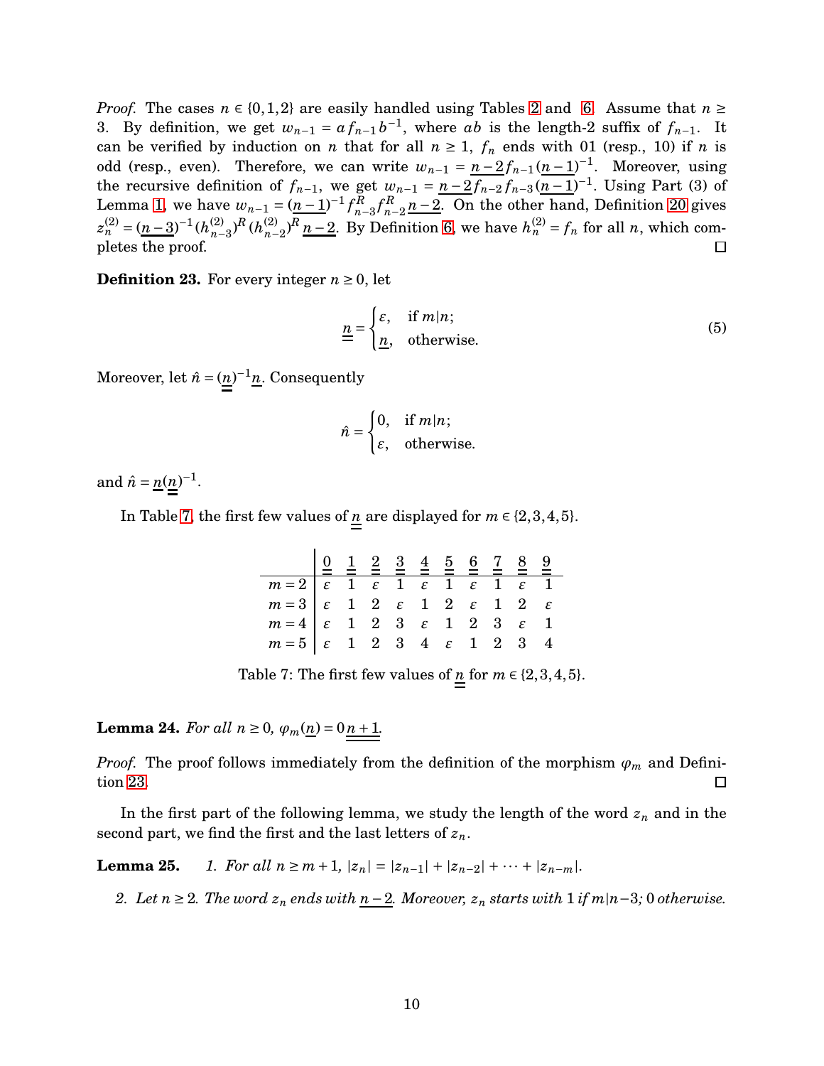*Proof.* The cases $n \in \{0,1,2\}$ are easily handled using Tables 2 and 6. Assume that $n \geq 3$. By definition, we get $w_{n-1} = a f_{n-1} b^{-1}$, where $ab$ is the length-2 suffix of $f_{n-1}$. It can be verified by induction on $n$ that for all $n \geq 1$, $f_n$ ends with 01 (resp., 10) if $n$ is odd (resp., even). Therefore, we can write $w_{n-1} = \underline{n-2} f_{n-1} (\underline{n-1})^{-1}$. Moreover, using the recursive definition of $f_{n-1}$, we get $w_{n-1} = \underline{n-2} f_{n-2} f_{n-3} (\underline{n-1})^{-1}$. Using Part (3) of Lemma 1, we have $w_{n-1} = (\underline{n-1})^{-1} f_{n-3}^R f_{n-2}^R \underline{n-2}$. On the other hand, Definition 20 gives $z_n^{(2)} = (\underline{n-3})^{-1} (h_{n-3}^{(2)})^R (h_{n-2}^{(2)})^R \underline{n-2}$. By Definition 6, we have $h_n^{(2)} = f_n$ for all $n$, which completes the proof. $\square$

**Definition 23.** For every integer $n \geq 0$, let

$$\underline{\underline{n}} = \begin{cases} \varepsilon, & \text{if } m|n; \\ \underline{n}, & \text{otherwise.} \end{cases} \tag{5}$$

Moreover, let $\hat{n} = (\underline{\underline{n}})^{-1} \underline{n}$. Consequently

$$\hat{n} = \begin{cases} 0, & \text{if } m|n; \\ \varepsilon, & \text{otherwise.} \end{cases}$$

and $\hat{n} = \underline{n} (\underline{\underline{n}})^{-1}$.

In Table 7, the first few values of $\underline{\underline{n}}$ are displayed for $m \in \{2,3,4,5\}$.

| | $\underline{\underline{0}}$ | $\underline{\underline{1}}$ | $\underline{\underline{2}}$ | $\underline{\underline{3}}$ | $\underline{\underline{4}}$ | $\underline{\underline{5}}$ | $\underline{\underline{6}}$ | $\underline{\underline{7}}$ | $\underline{\underline{8}}$ | $\underline{\underline{9}}$ |
|---|---|---|---|---|---|---|---|---|---|---|
| $m=2$ | $\varepsilon$ | 1 | $\varepsilon$ | 1 | $\varepsilon$ | 1 | $\varepsilon$ | 1 | $\varepsilon$ | 1 |
| $m=3$ | $\varepsilon$ | 1 | 2 | $\varepsilon$ | 1 | 2 | $\varepsilon$ | 1 | 2 | $\varepsilon$ |
| $m=4$ | $\varepsilon$ | 1 | 2 | 3 | $\varepsilon$ | 1 | 2 | 3 | $\varepsilon$ | 1 |
| $m=5$ | $\varepsilon$ | 1 | 2 | 3 | 4 | $\varepsilon$ | 1 | 2 | 3 | 4 |

Table 7: The first few values of $\underline{\underline{n}}$ for $m \in \{2,3,4,5\}$.

**Lemma 24.** *For all $n \geq 0$, $\varphi_m(\underline{n}) = 0\underline{\underline{n+1}}$.*

*Proof.* The proof follows immediately from the definition of the morphism $\varphi_m$ and Definition 23. $\square$

In the first part of the following lemma, we study the length of the word $z_n$ and in the second part, we find the first and the last letters of $z_n$.

**Lemma 25.** 1. *For all $n \geq m+1$, $|z_n| = |z_{n-1}| + |z_{n-2}| + \cdots + |z_{n-m}|$.*

2. *Let $n \geq 2$. The word $z_n$ ends with $\underline{n-2}$. Moreover, $z_n$ starts with 1 if $m|n-3$; 0 otherwise.*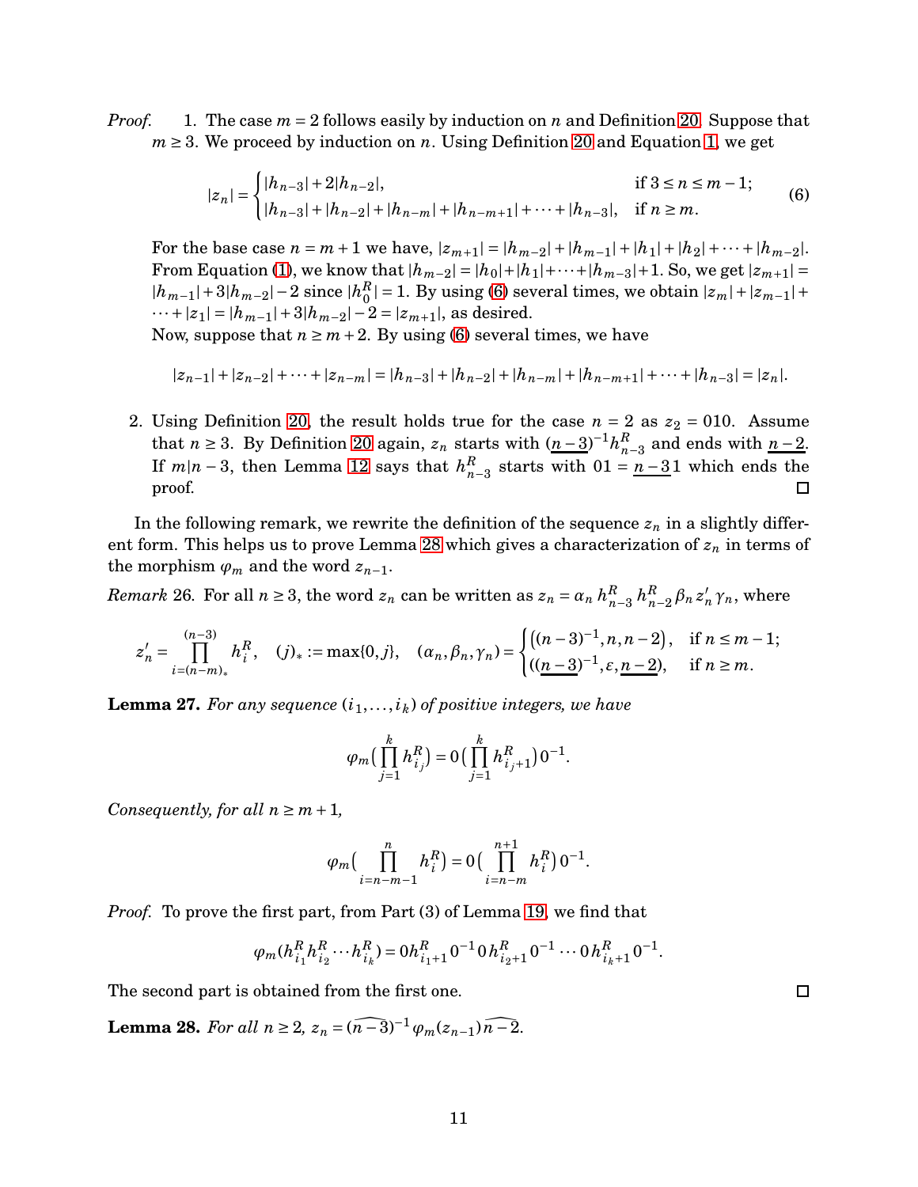*Proof.* 1. The case $m=2$ follows easily by induction on $n$ and Definition 20. Suppose that $m \geq 3$. We proceed by induction on $n$. Using Definition 20 and Equation 1, we get

$$|z_n| = \begin{cases} |h_{n-3}| + 2|h_{n-2}|, & \text{if } 3 \leq n \leq m-1; \\ |h_{n-3}| + |h_{n-2}| + |h_{n-m}| + |h_{n-m+1}| + \cdots + |h_{n-3}|, & \text{if } n \geq m. \end{cases} \tag{6}$$

For the base case $n = m+1$ we have, $|z_{m+1}| = |h_{m-2}| + |h_{m-1}| + |h_1| + |h_2| + \cdots + |h_{m-2}|$. From Equation (1), we know that $|h_{m-2}| = |h_0| + |h_1| + \cdots + |h_{m-3}| + 1$. So, we get $|z_{m+1}| = |h_{m-1}| + 3|h_{m-2}| - 2$ since $|h_0^R| = 1$. By using (6) several times, we obtain $|z_m| + |z_{m-1}| + \cdots + |z_1| = |h_{m-1}| + 3|h_{m-2}| - 2 = |z_{m+1}|$, as desired.

Now, suppose that $n \geq m+2$. By using (6) several times, we have

$$|z_{n-1}| + |z_{n-2}| + \cdots + |z_{n-m}| = |h_{n-3}| + |h_{n-2}| + |h_{n-m}| + |h_{n-m+1}| + \cdots + |h_{n-3}| = |z_n|.$$

2. Using Definition 20, the result holds true for the case $n=2$ as $z_2 = 010$. Assume that $n \geq 3$. By Definition 20 again, $z_n$ starts with $(\underline{n-3})^{-1} h_{n-3}^R$ and ends with $\underline{n-2}$. If $m | n-3$, then Lemma 12 says that $h_{n-3}^R$ starts with $01 = \underline{n-3}1$ which ends the proof. ∎

In the following remark, we rewrite the definition of the sequence $z_n$ in a slightly different form. This helps us to prove Lemma 28 which gives a characterization of $z_n$ in terms of the morphism $\varphi_m$ and the word $z_{n-1}$.

*Remark* 26. For all $n \geq 3$, the word $z_n$ can be written as $z_n = \alpha_n \, h_{n-3}^R \, h_{n-2}^R \, \beta_n \, z_n' \, \gamma_n$, where

$$z_n' = \prod_{i=(n-m)_*}^{(n-3)} h_i^R, \quad (j)_* := \max\{0, j\}, \quad (\alpha_n, \beta_n, \gamma_n) = \begin{cases} \big((n-3)^{-1}, n, n-2\big), & \text{if } n \leq m-1; \\ \big((\underline{n-3})^{-1}, \varepsilon, \underline{n-2}\big), & \text{if } n \geq m. \end{cases}$$

**Lemma 27.** *For any sequence $(i_1, \ldots, i_k)$ of positive integers, we have*

$$\varphi_m\Big(\prod_{j=1}^{k} h_{i_j}^R\Big) = 0\Big(\prod_{j=1}^{k} h_{i_j+1}^R\Big)0^{-1}.$$

*Consequently, for all $n \geq m+1$,*

$$\varphi_m\Big(\prod_{i=n-m-1}^{n} h_i^R\Big) = 0\Big(\prod_{i=n-m}^{n+1} h_i^R\Big)0^{-1}.$$

*Proof.* To prove the first part, from Part (3) of Lemma 19, we find that

$$\varphi_m(h_{i_1}^R h_{i_2}^R \cdots h_{i_k}^R) = 0 h_{i_1+1}^R 0^{-1} 0 h_{i_2+1}^R 0^{-1} \cdots 0 h_{i_k+1}^R 0^{-1}.$$

The second part is obtained from the first one. ∎

**Lemma 28.** *For all $n \geq 2$, $z_n = (\widehat{n-3})^{-1} \varphi_m(z_{n-1}) \widehat{n-2}$.*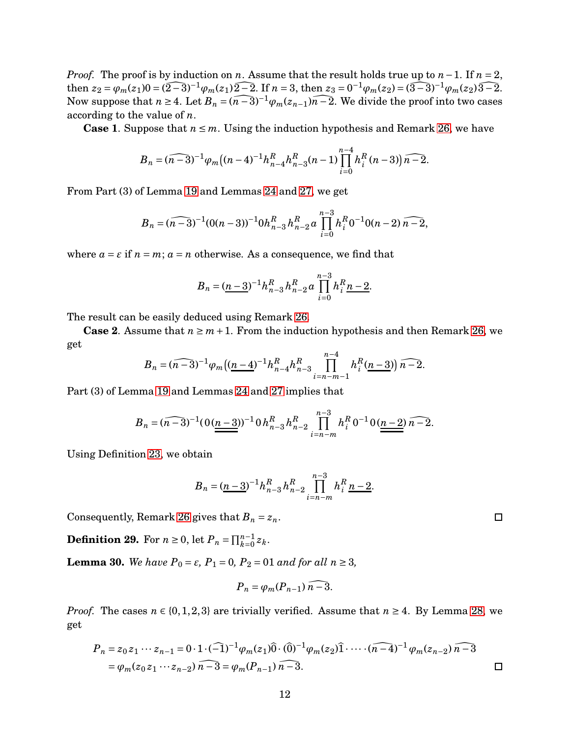*Proof.* The proof is by induction on $n$. Assume that the result holds true up to $n-1$. If $n=2$, then $z_2 = \varphi_m(z_1)0 = (\widehat{2-3})^{-1}\varphi_m(z_1)\widehat{2-2}$. If $n=3$, then $z_3 = 0^{-1}\varphi_m(z_2) = (\widehat{3-3})^{-1}\varphi_m(z_2)\widehat{3-2}$. Now suppose that $n \geq 4$. Let $B_n = (\widehat{n-3})^{-1}\varphi_m(z_{n-1})\widehat{n-2}$. We divide the proof into two cases according to the value of $n$.

**Case 1**. Suppose that $n \leq m$. Using the induction hypothesis and Remark 26, we have

$$B_n = (\widehat{n-3})^{-1}\varphi_m\big((n-4)^{-1}h_{n-4}^R h_{n-3}^R (n-1)\prod_{i=0}^{n-4} h_i^R\,(n-3)\big)\,\widehat{n-2}.$$

From Part (3) of Lemma 19 and Lemmas 24 and 27, we get

$$B_n = (\widehat{n-3})^{-1}(0(n-3))^{-1}0h_{n-3}^R h_{n-2}^R\, a \prod_{i=0}^{n-3} h_i^R 0^{-1}0(n-2)\,\widehat{n-2},$$

where $a = \varepsilon$ if $n=m$; $a=n$ otherwise. As a consequence, we find that

$$B_n = (\underline{n-3})^{-1}h_{n-3}^R h_{n-2}^R\, a \prod_{i=0}^{n-3} h_i^R\, \underline{n-2}.$$

The result can be easily deduced using Remark 26.

**Case 2**. Assume that $n \geq m+1$. From the induction hypothesis and then Remark 26, we get

$$B_n = (\widehat{n-3})^{-1}\varphi_m\big((\underline{n-4})^{-1}h_{n-4}^R h_{n-3}^R \prod_{i=n-m-1}^{n-4} h_i^R(\underline{n-3})\big)\,\widehat{n-2}.$$

Part (3) of Lemma 19 and Lemmas 24 and 27 implies that

$$B_n = (\widehat{n-3})^{-1}(\,0\,(\underline{\underline{n-3}}))^{-1}\,0\,h_{n-3}^R h_{n-2}^R \prod_{i=n-m}^{n-3} h_i^R\,0^{-1}\,0\,(\underline{\underline{n-2}})\,\widehat{n-2}.$$

Using Definition 23, we obtain

$$B_n = (\underline{n-3})^{-1}h_{n-3}^R h_{n-2}^R \prod_{i=n-m}^{n-3} h_i^R\, \underline{n-2}.$$

Consequently, Remark 26 gives that $B_n = z_n$. $\square$

**Definition 29.** For $n \geq 0$, let $P_n = \prod_{k=0}^{n-1} z_k$.

**Lemma 30.** *We have $P_0 = \varepsilon$, $P_1 = 0$, $P_2 = 01$ and for all $n \geq 3$,*

$$P_n = \varphi_m(P_{n-1})\,\widehat{n-3}.$$

*Proof.* The cases $n \in \{0,1,2,3\}$ are trivially verified. Assume that $n \geq 4$. By Lemma 28, we get

$$\begin{aligned}P_n &= z_0 z_1 \cdots z_{n-1} = 0\cdot 1\cdot(\widehat{-1})^{-1}\varphi_m(z_1)\widehat{0}\cdot(\widehat{0})^{-1}\varphi_m(z_2)\widehat{1}\cdot\cdots\cdot(\widehat{n-4})^{-1}\varphi_m(z_{n-2})\,\widehat{n-3}\\ &= \varphi_m(z_0 z_1\cdots z_{n-2})\,\widehat{n-3} = \varphi_m(P_{n-1})\,\widehat{n-3}.\end{aligned}$$

$\square$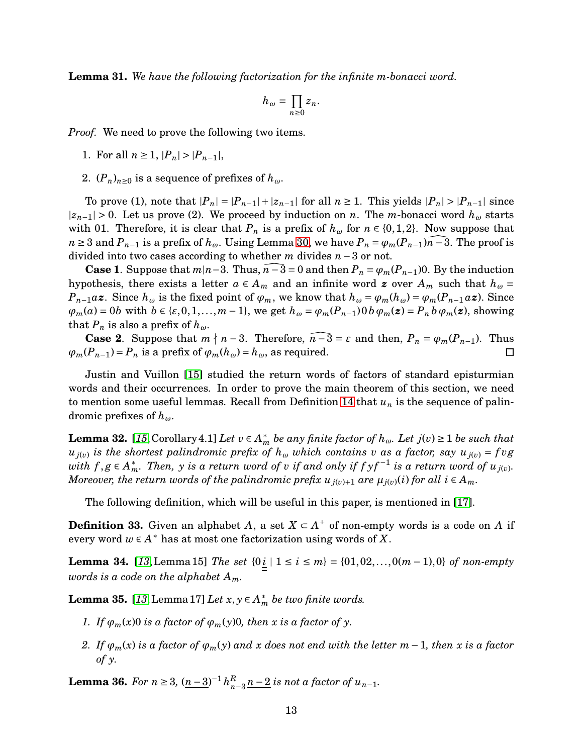**Lemma 31.** *We have the following factorization for the infinite m-bonacci word.*

$$h_\omega = \prod_{n\geq 0} z_n.$$

*Proof.* We need to prove the following two items.

1. For all $n \geq 1$, $|P_n| > |P_{n-1}|$,
2. $(P_n)_{n\geq 0}$ is a sequence of prefixes of $h_\omega$.

To prove (1), note that $|P_n| = |P_{n-1}| + |z_{n-1}|$ for all $n \geq 1$. This yields $|P_n| > |P_{n-1}|$ since $|z_{n-1}| > 0$. Let us prove (2). We proceed by induction on $n$. The $m$-bonacci word $h_\omega$ starts with 01. Therefore, it is clear that $P_n$ is a prefix of $h_\omega$ for $n \in \{0,1,2\}$. Now suppose that $n \geq 3$ and $P_{n-1}$ is a prefix of $h_\omega$. Using Lemma 30, we have $P_n = \varphi_m(P_{n-1})\widehat{n-3}$. The proof is divided into two cases according to whether $m$ divides $n-3$ or not.

**Case 1**. Suppose that $m | n-3$. Thus, $\widehat{n-3} = 0$ and then $P_n = \varphi_m(P_{n-1})0$. By the induction hypothesis, there exists a letter $a \in A_m$ and an infinite word $\boldsymbol{z}$ over $A_m$ such that $h_\omega = P_{n-1}a\boldsymbol{z}$. Since $h_\omega$ is the fixed point of $\varphi_m$, we know that $h_\omega = \varphi_m(h_\omega) = \varphi_m(P_{n-1}a\boldsymbol{z})$. Since $\varphi_m(a) = 0b$ with $b \in \{\varepsilon, 0, 1, \ldots, m-1\}$, we get $h_\omega = \varphi_m(P_{n-1})0\,b\,\varphi_m(\boldsymbol{z}) = P_n\,b\,\varphi_m(\boldsymbol{z})$, showing that $P_n$ is also a prefix of $h_\omega$.

**Case 2**. Suppose that $m \nmid n-3$. Therefore, $\widehat{n-3} = \varepsilon$ and then, $P_n = \varphi_m(P_{n-1})$. Thus $\varphi_m(P_{n-1}) = P_n$ is a prefix of $\varphi_m(h_\omega) = h_\omega$, as required. $\square$

Justin and Vuillon [15] studied the return words of factors of standard episturmian words and their occurrences. In order to prove the main theorem of this section, we need to mention some useful lemmas. Recall from Definition 14 that $u_n$ is the sequence of palindromic prefixes of $h_\omega$.

**Lemma 32.** [15, Corollary 4.1] *Let $v \in A_m^*$ be any finite factor of $h_\omega$. Let $j(v) \geq 1$ be such that $u_{j(v)}$ is the shortest palindromic prefix of $h_\omega$ which contains $v$ as a factor, say $u_{j(v)} = fvg$ with $f, g \in A_m^*$. Then, $y$ is a return word of $v$ if and only if $fyf^{-1}$ is a return word of $u_{j(v)}$. Moreover, the return words of the palindromic prefix $u_{j(v)+1}$ are $\mu_{j(v)}(i)$ for all $i \in A_m$.*

The following definition, which will be useful in this paper, is mentioned in [17].

**Definition 33.** Given an alphabet $A$, a set $X \subset A^+$ of non-empty words is a code on $A$ if every word $w \in A^*$ has at most one factorization using words of $X$.

**Lemma 34.** [13, Lemma 15] *The set $\{0\underline{i} \mid 1 \leq i \leq m\} = \{01, 02, \ldots, 0(m-1), 0\}$ of non-empty words is a code on the alphabet $A_m$.*

**Lemma 35.** [13, Lemma 17] *Let $x, y \in A_m^*$ be two finite words.*

1. *If $\varphi_m(x)0$ is a factor of $\varphi_m(y)0$, then $x$ is a factor of $y$.*
2. *If $\varphi_m(x)$ is a factor of $\varphi_m(y)$ and $x$ does not end with the letter $m-1$, then $x$ is a factor of $y$.*

**Lemma 36.** *For $n \geq 3$, $(\underline{n-3})^{-1} h_{n-3}^R \underline{n-2}$ is not a factor of $u_{n-1}$.*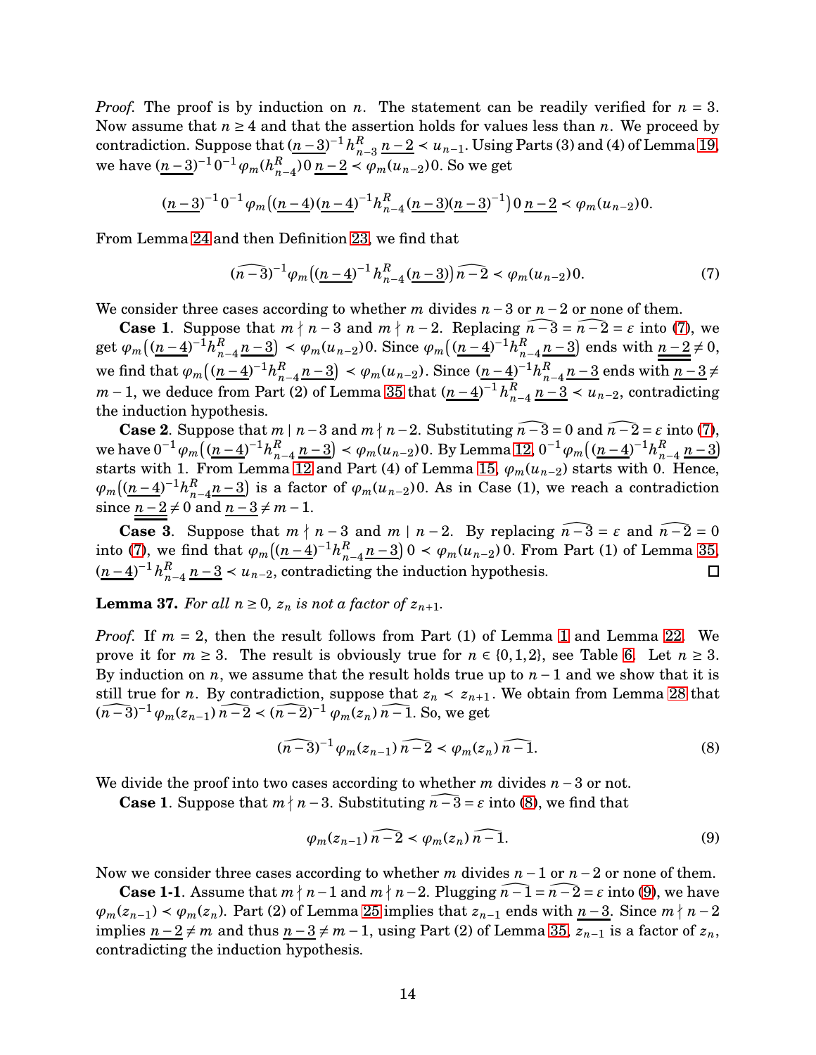*Proof.* The proof is by induction on $n$. The statement can be readily verified for $n = 3$. Now assume that $n \geq 4$ and that the assertion holds for values less than $n$. We proceed by contradiction. Suppose that $(\underline{n-3})^{-1} h^R_{n-3}\, \underline{n-2} \prec u_{n-1}$. Using Parts (3) and (4) of Lemma 19, we have $(\underline{n-3})^{-1} 0^{-1} \varphi_m(h^R_{n-4}) 0\, \underline{n-2} \prec \varphi_m(u_{n-2})0$. So we get

$$(\underline{n-3})^{-1} 0^{-1} \varphi_m\big((\underline{n-4})(\underline{n-4})^{-1} h^R_{n-4} (\underline{n-3})(\underline{n-3})^{-1}\big)\, 0\, \underline{n-2} \prec \varphi_m(u_{n-2})0.$$

From Lemma 24 and then Definition 23, we find that

$$(\widehat{n-3})^{-1} \varphi_m\big((\underline{n-4})^{-1} h^R_{n-4} (\underline{n-3})\big)\, \widehat{n-2} \prec \varphi_m(u_{n-2})0. \tag{7}$$

We consider three cases according to whether $m$ divides $n-3$ or $n-2$ or none of them.

**Case 1**. Suppose that $m \nmid n-3$ and $m \nmid n-2$. Replacing $\widehat{n-3} = \widehat{n-2} = \varepsilon$ into (7), we get $\varphi_m\big((\underline{n-4})^{-1} h^R_{n-4}\, \underline{n-3}\big) \prec \varphi_m(u_{n-2})0$. Since $\varphi_m\big((\underline{n-4})^{-1} h^R_{n-4}\, \underline{n-3}\big)$ ends with $\underline{\underline{n-2}} \neq 0$, we find that $\varphi_m\big((\underline{n-4})^{-1} h^R_{n-4}\, \underline{n-3}\big) \prec \varphi_m(u_{n-2})$. Since $(\underline{n-4})^{-1} h^R_{n-4}\, \underline{n-3}$ ends with $\underline{n-3} \neq m-1$, we deduce from Part (2) of Lemma 35 that $(\underline{n-4})^{-1} h^R_{n-4}\, \underline{n-3} \prec u_{n-2}$, contradicting the induction hypothesis.

**Case 2**. Suppose that $m \mid n-3$ and $m \nmid n-2$. Substituting $\widehat{n-3} = 0$ and $\widehat{n-2} = \varepsilon$ into (7), we have $0^{-1} \varphi_m\big((\underline{n-4})^{-1} h^R_{n-4}\, \underline{n-3}\big) \prec \varphi_m(u_{n-2})0$. By Lemma 12, $0^{-1} \varphi_m\big((\underline{n-4})^{-1} h^R_{n-4}\, \underline{n-3}\big)$ starts with 1. From Lemma 12 and Part (4) of Lemma 15, $\varphi_m(u_{n-2})$ starts with 0. Hence, $\varphi_m\big((\underline{n-4})^{-1} h^R_{n-4} \underline{n-3}\big)$ is a factor of $\varphi_m(u_{n-2})0$. As in Case (1), we reach a contradiction since $\underline{\underline{n-2}} \neq 0$ and $\underline{n-3} \neq m-1$.

**Case 3**. Suppose that $m \nmid n-3$ and $m \mid n-2$. By replacing $\widehat{n-3} = \varepsilon$ and $\widehat{n-2} = 0$ into (7), we find that $\varphi_m\big((\underline{n-4})^{-1} h^R_{n-4} \underline{n-3}\big)\, 0 \prec \varphi_m(u_{n-2})\, 0$. From Part (1) of Lemma 35, $(\underline{n-4})^{-1} h^R_{n-4}\, \underline{n-3} \prec u_{n-2}$, contradicting the induction hypothesis. $\square$

**Lemma 37.** *For all $n \geq 0$, $z_n$ is not a factor of $z_{n+1}$.*

*Proof.* If $m = 2$, then the result follows from Part (1) of Lemma 1 and Lemma 22. We prove it for $m \geq 3$. The result is obviously true for $n \in \{0, 1, 2\}$, see Table 6. Let $n \geq 3$. By induction on $n$, we assume that the result holds true up to $n-1$ and we show that it is still true for $n$. By contradiction, suppose that $z_n \prec z_{n+1}$. We obtain from Lemma 28 that $(\widehat{n-3})^{-1} \varphi_m(z_{n-1})\, \widehat{n-2} \prec (\widehat{n-2})^{-1} \varphi_m(z_n)\, \widehat{n-1}$. So, we get

$$(\widehat{n-3})^{-1} \varphi_m(z_{n-1})\, \widehat{n-2} \prec \varphi_m(z_n)\, \widehat{n-1}. \tag{8}$$

We divide the proof into two cases according to whether $m$ divides $n-3$ or not.

**Case 1**. Suppose that $m \nmid n-3$. Substituting $\widehat{n-3} = \varepsilon$ into (8), we find that

$$\varphi_m(z_{n-1})\, \widehat{n-2} \prec \varphi_m(z_n)\, \widehat{n-1}. \tag{9}$$

Now we consider three cases according to whether $m$ divides $n-1$ or $n-2$ or none of them.

**Case 1-1**. Assume that $m \nmid n-1$ and $m \nmid n-2$. Plugging $\widehat{n-1} = \widehat{n-2} = \varepsilon$ into (9), we have $\varphi_m(z_{n-1}) \prec \varphi_m(z_n)$. Part (2) of Lemma 25 implies that $z_{n-1}$ ends with $\underline{n-3}$. Since $m \nmid n-2$ implies $\underline{n-2} \neq m$ and thus $\underline{n-3} \neq m-1$, using Part (2) of Lemma 35, $z_{n-1}$ is a factor of $z_n$, contradicting the induction hypothesis.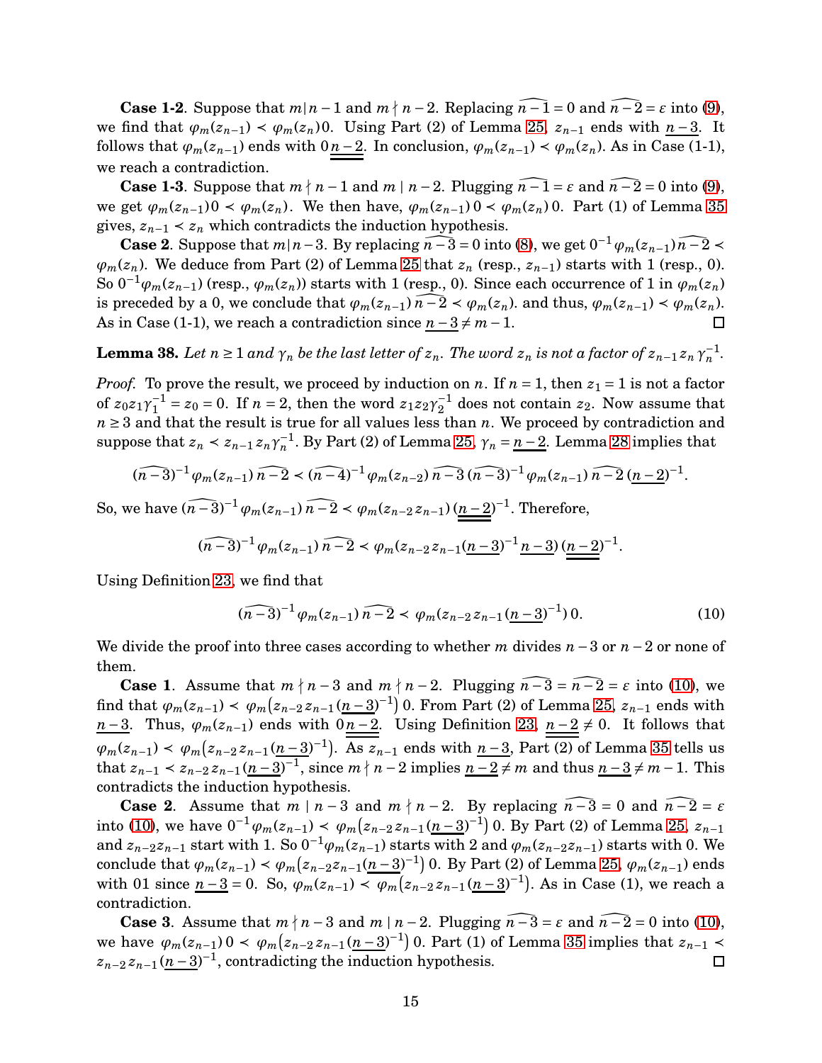**Case 1-2**. Suppose that $m|n-1$ and $m \nmid n-2$. Replacing $\widehat{n-1} = 0$ and $\widehat{n-2} = \varepsilon$ into (9), we find that $\varphi_m(z_{n-1}) \prec \varphi_m(z_n)0$. Using Part (2) of Lemma 25, $z_{n-1}$ ends with $\underline{n-3}$. It follows that $\varphi_m(z_{n-1})$ ends with $0\underline{\underline{n-2}}$. In conclusion, $\varphi_m(z_{n-1}) \prec \varphi_m(z_n)$. As in Case (1-1), we reach a contradiction.

**Case 1-3**. Suppose that $m \nmid n-1$ and $m \mid n-2$. Plugging $\widehat{n-1} = \varepsilon$ and $\widehat{n-2} = 0$ into (9), we get $\varphi_m(z_{n-1})0 \prec \varphi_m(z_n)$. We then have, $\varphi_m(z_{n-1})\,0 \prec \varphi_m(z_n)\,0$. Part (1) of Lemma 35 gives, $z_{n-1} \prec z_n$ which contradicts the induction hypothesis.

**Case 2**. Suppose that $m|n-3$. By replacing $\widehat{n-3} = 0$ into (8), we get $0^{-1}\varphi_m(z_{n-1})\,\widehat{n-2} \prec \varphi_m(z_n)$. We deduce from Part (2) of Lemma 25 that $z_n$ (resp., $z_{n-1}$) starts with 1 (resp., 0). So $0^{-1}\varphi_m(z_{n-1})$ (resp., $\varphi_m(z_n)$) starts with 1 (resp., 0). Since each occurrence of 1 in $\varphi_m(z_n)$ is preceded by a 0, we conclude that $\varphi_m(z_{n-1})\,\widehat{n-2} \prec \varphi_m(z_n)$. and thus, $\varphi_m(z_{n-1}) \prec \varphi_m(z_n)$. As in Case (1-1), we reach a contradiction since $\underline{n-3} \neq m-1$. $\square$

**Lemma 38.** *Let $n \geq 1$ and $\gamma_n$ be the last letter of $z_n$. The word $z_n$ is not a factor of $z_{n-1}z_n\gamma_n^{-1}$.*

*Proof.* To prove the result, we proceed by induction on $n$. If $n = 1$, then $z_1 = 1$ is not a factor of $z_0z_1\gamma_1^{-1} = z_0 = 0$. If $n = 2$, then the word $z_1z_2\gamma_2^{-1}$ does not contain $z_2$. Now assume that $n \geq 3$ and that the result is true for all values less than $n$. We proceed by contradiction and suppose that $z_n \prec z_{n-1}z_n\gamma_n^{-1}$. By Part (2) of Lemma 25, $\gamma_n = \underline{n-2}$. Lemma 28 implies that

$$(\widehat{n-3})^{-1}\,\varphi_m(z_{n-1})\,\widehat{n-2} \prec (\widehat{n-4})^{-1}\,\varphi_m(z_{n-2})\,\widehat{n-3}\,(\widehat{n-3})^{-1}\,\varphi_m(z_{n-1})\,\widehat{n-2}\,(\underline{n-2})^{-1}.$$

So, we have $(\widehat{n-3})^{-1}\,\varphi_m(z_{n-1})\,\widehat{n-2} \prec \varphi_m(z_{n-2}z_{n-1})\,(\underline{\underline{n-2}})^{-1}$. Therefore,

$$(\widehat{n-3})^{-1}\,\varphi_m(z_{n-1})\,\widehat{n-2} \prec \varphi_m(z_{n-2}z_{n-1}(\underline{n-3})^{-1}\,\underline{n-3})\,(\underline{\underline{n-2}})^{-1}.$$

Using Definition 23, we find that

$$(\widehat{n-3})^{-1}\,\varphi_m(z_{n-1})\,\widehat{n-2} \prec \varphi_m(z_{n-2}z_{n-1}(\underline{n-3})^{-1})\,0. \tag{10}$$

We divide the proof into three cases according to whether $m$ divides $n-3$ or $n-2$ or none of them.

**Case 1**. Assume that $m \nmid n-3$ and $m \nmid n-2$. Plugging $\widehat{n-3} = \widehat{n-2} = \varepsilon$ into (10), we find that $\varphi_m(z_{n-1}) \prec \varphi_m\big(z_{n-2}z_{n-1}(\underline{n-3})^{-1}\big)\,0$. From Part (2) of Lemma 25, $z_{n-1}$ ends with $\underline{n-3}$. Thus, $\varphi_m(z_{n-1})$ ends with $0\underline{\underline{n-2}}$. Using Definition 23, $\underline{\underline{n-2}} \neq 0$. It follows that $\varphi_m(z_{n-1}) \prec \varphi_m\big(z_{n-2}z_{n-1}(\underline{n-3})^{-1}\big)$. As $z_{n-1}$ ends with $\underline{n-3}$, Part (2) of Lemma 35 tells us that $z_{n-1} \prec z_{n-2}z_{n-1}(\underline{n-3})^{-1}$, since $m \nmid n-2$ implies $\underline{n-2} \neq m$ and thus $\underline{n-3} \neq m-1$. This contradicts the induction hypothesis.

**Case 2**. Assume that $m \mid n-3$ and $m \nmid n-2$. By replacing $\widehat{n-3} = 0$ and $\widehat{n-2} = \varepsilon$ into (10), we have $0^{-1}\varphi_m(z_{n-1}) \prec \varphi_m\big(z_{n-2}z_{n-1}(\underline{n-3})^{-1}\big)\,0$. By Part (2) of Lemma 25, $z_{n-1}$ and $z_{n-2}z_{n-1}$ start with 1. So $0^{-1}\varphi_m(z_{n-1})$ starts with 2 and $\varphi_m(z_{n-2}z_{n-1})$ starts with 0. We conclude that $\varphi_m(z_{n-1}) \prec \varphi_m\big(z_{n-2}z_{n-1}(\underline{n-3})^{-1}\big)\,0$. By Part (2) of Lemma 25, $\varphi_m(z_{n-1})$ ends with 01 since $\underline{n-3} = 0$. So, $\varphi_m(z_{n-1}) \prec \varphi_m\big(z_{n-2}z_{n-1}(\underline{n-3})^{-1}\big)$. As in Case (1), we reach a contradiction.

**Case 3**. Assume that $m \nmid n-3$ and $m \mid n-2$. Plugging $\widehat{n-3} = \varepsilon$ and $\widehat{n-2} = 0$ into (10), we have $\varphi_m(z_{n-1})\,0 \prec \varphi_m\big(z_{n-2}z_{n-1}(\underline{n-3})^{-1}\big)\,0$. Part (1) of Lemma 35 implies that $z_{n-1} \prec z_{n-2}z_{n-1}(\underline{n-3})^{-1}$, contradicting the induction hypothesis. $\square$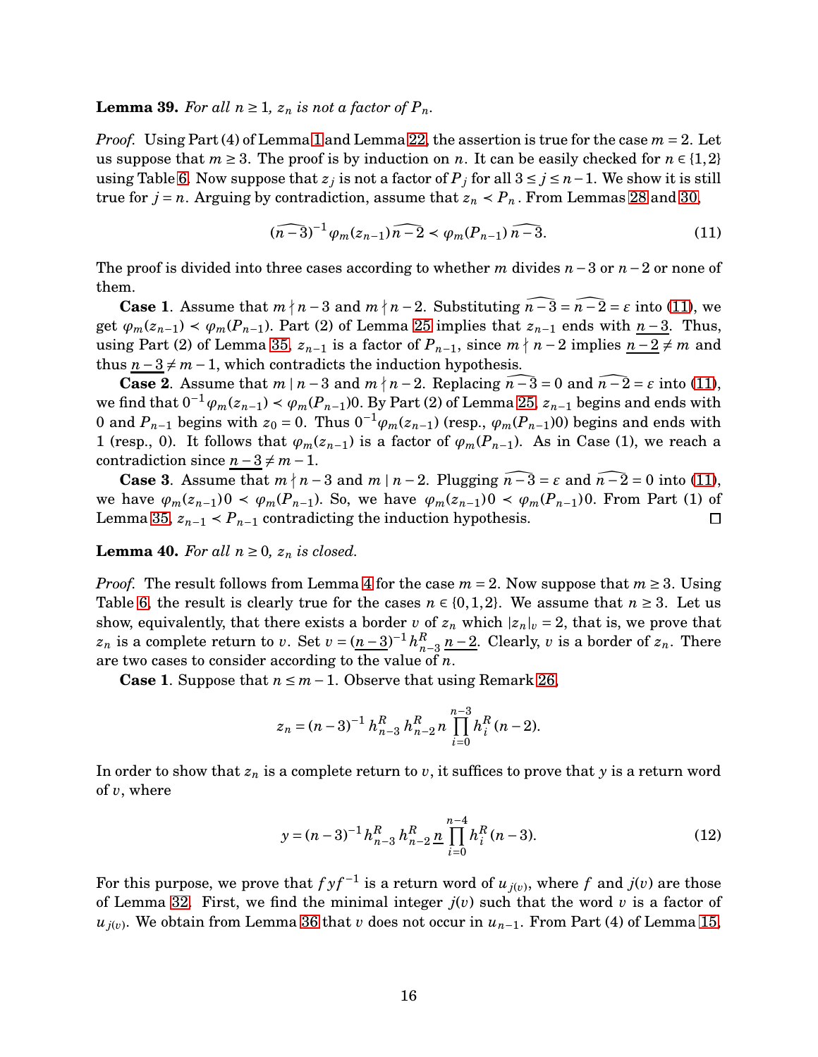**Lemma 39.** *For all $n \geq 1$, $z_n$ is not a factor of $P_n$.*

*Proof.* Using Part (4) of Lemma 1 and Lemma 22, the assertion is true for the case $m = 2$. Let us suppose that $m \geq 3$. The proof is by induction on $n$. It can be easily checked for $n \in \{1,2\}$ using Table 6. Now suppose that $z_j$ is not a factor of $P_j$ for all $3 \leq j \leq n-1$. We show it is still true for $j = n$. Arguing by contradiction, assume that $z_n \prec P_n$. From Lemmas 28 and 30,

$$(\widehat{n-3})^{-1}\varphi_m(z_{n-1})\,\widehat{n-2} \prec \varphi_m(P_{n-1})\,\widehat{n-3}. \tag{11}$$

The proof is divided into three cases according to whether $m$ divides $n-3$ or $n-2$ or none of them.

**Case 1**. Assume that $m \nmid n-3$ and $m \nmid n-2$. Substituting $\widehat{n-3} = \widehat{n-2} = \varepsilon$ into (11), we get $\varphi_m(z_{n-1}) \prec \varphi_m(P_{n-1})$. Part (2) of Lemma 25 implies that $z_{n-1}$ ends with $\underline{n-3}$. Thus, using Part (2) of Lemma 35, $z_{n-1}$ is a factor of $P_{n-1}$, since $m \nmid n-2$ implies $\underline{n-2} \neq m$ and thus $\underline{n-3} \neq m-1$, which contradicts the induction hypothesis.

**Case 2**. Assume that $m \mid n-3$ and $m \nmid n-2$. Replacing $\widehat{n-3} = 0$ and $\widehat{n-2} = \varepsilon$ into (11), we find that $0^{-1}\varphi_m(z_{n-1}) \prec \varphi_m(P_{n-1})0$. By Part (2) of Lemma 25, $z_{n-1}$ begins and ends with $0$ and $P_{n-1}$ begins with $z_0 = 0$. Thus $0^{-1}\varphi_m(z_{n-1})$ (resp., $\varphi_m(P_{n-1})0$) begins and ends with $1$ (resp., $0$). It follows that $\varphi_m(z_{n-1})$ is a factor of $\varphi_m(P_{n-1})$. As in Case (1), we reach a contradiction since $\underline{n-3} \neq m-1$.

**Case 3**. Assume that $m \nmid n-3$ and $m \mid n-2$. Plugging $\widehat{n-3} = \varepsilon$ and $\widehat{n-2} = 0$ into (11), we have $\varphi_m(z_{n-1})0 \prec \varphi_m(P_{n-1})$. So, we have $\varphi_m(z_{n-1})0 \prec \varphi_m(P_{n-1})0$. From Part (1) of Lemma 35, $z_{n-1} \prec P_{n-1}$ contradicting the induction hypothesis. $\square$

**Lemma 40.** *For all $n \geq 0$, $z_n$ is closed.*

*Proof.* The result follows from Lemma 4 for the case $m = 2$. Now suppose that $m \geq 3$. Using Table 6, the result is clearly true for the cases $n \in \{0,1,2\}$. We assume that $n \geq 3$. Let us show, equivalently, that there exists a border $v$ of $z_n$ which $|z_n|_v = 2$, that is, we prove that $z_n$ is a complete return to $v$. Set $v = (\underline{n-3})^{-1} h^R_{n-3}\, \underline{n-2}$. Clearly, $v$ is a border of $z_n$. There are two cases to consider according to the value of $n$.

**Case 1**. Suppose that $n \leq m-1$. Observe that using Remark 26,

$$z_n = (n-3)^{-1}\, h^R_{n-3}\, h^R_{n-2}\, n \prod_{i=0}^{n-3} h^R_i\,(n-2).$$

In order to show that $z_n$ is a complete return to $v$, it suffices to prove that $y$ is a return word of $v$, where

$$y = (n-3)^{-1} h^R_{n-3}\, h^R_{n-2}\, \underline{n} \prod_{i=0}^{n-4} h^R_i\,(n-3). \tag{12}$$

For this purpose, we prove that $fyf^{-1}$ is a return word of $u_{j(v)}$, where $f$ and $j(v)$ are those of Lemma 32. First, we find the minimal integer $j(v)$ such that the word $v$ is a factor of $u_{j(v)}$. We obtain from Lemma 36 that $v$ does not occur in $u_{n-1}$. From Part (4) of Lemma 15,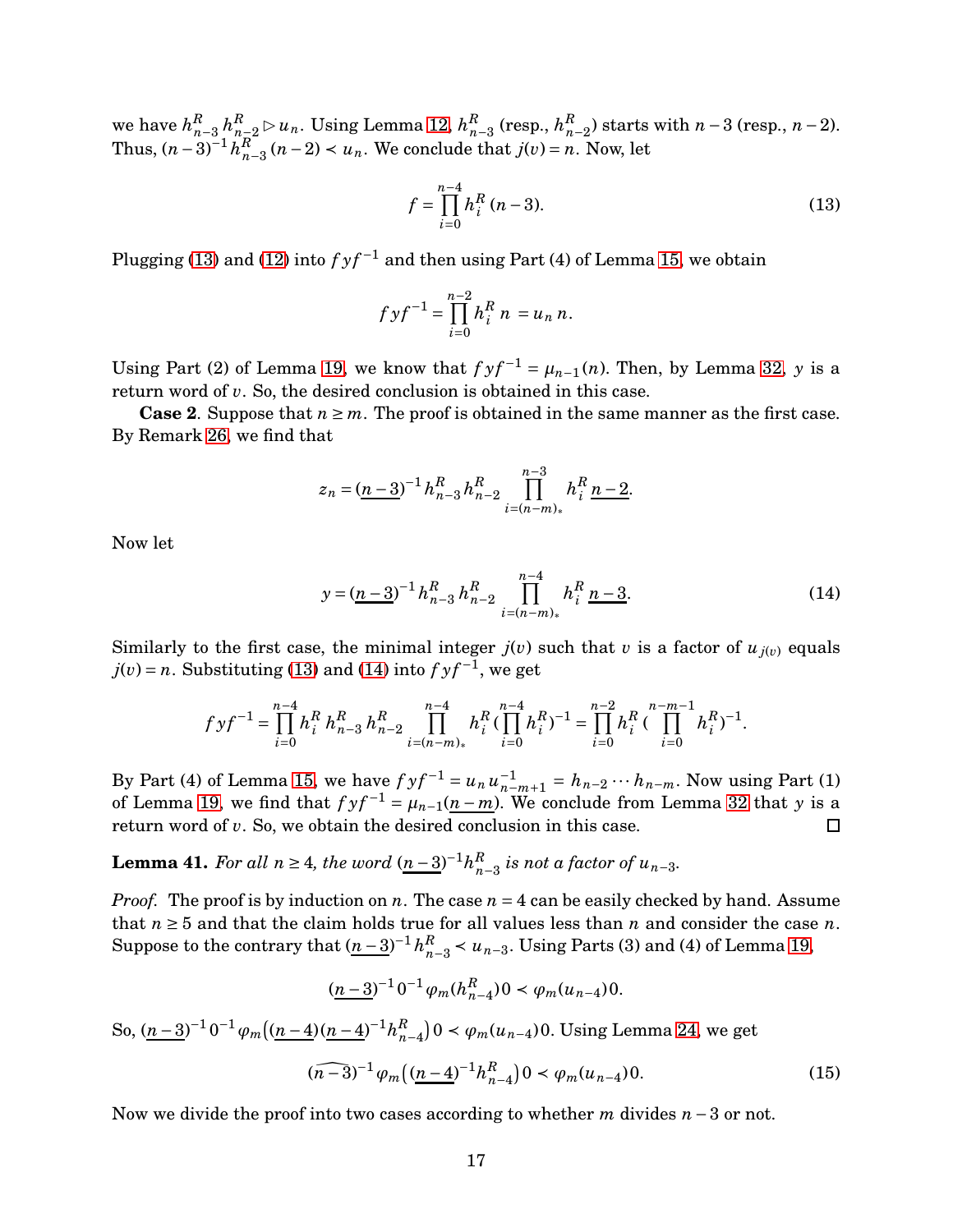we have $h_{n-3}^R\, h_{n-2}^R \rhd u_n$. Using Lemma 12, $h_{n-3}^R$ (resp., $h_{n-2}^R$) starts with $n-3$ (resp., $n-2$). Thus, $(n-3)^{-1} h_{n-3}^R\,(n-2) \prec u_n$. We conclude that $j(v) = n$. Now, let

$$f = \prod_{i=0}^{n-4} h_i^R\,(n-3). \tag{13}$$

Plugging (13) and (12) into $fyf^{-1}$ and then using Part (4) of Lemma 15, we obtain

$$fyf^{-1} = \prod_{i=0}^{n-2} h_i^R\; n \;= u_n\, n.$$

Using Part (2) of Lemma 19, we know that $fyf^{-1} = \mu_{n-1}(n)$. Then, by Lemma 32, $y$ is a return word of $v$. So, the desired conclusion is obtained in this case.

**Case 2**. Suppose that $n \geq m$. The proof is obtained in the same manner as the first case. By Remark 26, we find that

$$z_n = (\underline{n-3})^{-1} h_{n-3}^R\, h_{n-2}^R \prod_{i=(n-m)_*}^{n-3} h_i^R\; \underline{n-2}.$$

Now let

$$y = (\underline{n-3})^{-1} h_{n-3}^R\, h_{n-2}^R \prod_{i=(n-m)_*}^{n-4} h_i^R\; \underline{n-3}. \tag{14}$$

Similarly to the first case, the minimal integer $j(v)$ such that $v$ is a factor of $u_{j(v)}$ equals $j(v) = n$. Substituting (13) and (14) into $fyf^{-1}$, we get

$$fyf^{-1} = \prod_{i=0}^{n-4} h_i^R\, h_{n-3}^R\, h_{n-2}^R \prod_{i=(n-m)_*}^{n-4} h_i^R \,(\prod_{i=0}^{n-4} h_i^R)^{-1} = \prod_{i=0}^{n-2} h_i^R\,(\prod_{i=0}^{n-m-1} h_i^R)^{-1}.$$

By Part (4) of Lemma 15, we have $fyf^{-1} = u_n\, u_{n-m+1}^{-1} = h_{n-2}\cdots h_{n-m}$. Now using Part (1) of Lemma 19, we find that $fyf^{-1} = \mu_{n-1}(\underline{n-m})$. We conclude from Lemma 32 that $y$ is a return word of $v$. So, we obtain the desired conclusion in this case. $\square$

**Lemma 41.** *For all $n \geq 4$, the word $(\underline{n-3})^{-1} h_{n-3}^R$ is not a factor of $u_{n-3}$.*

*Proof.* The proof is by induction on $n$. The case $n = 4$ can be easily checked by hand. Assume that $n \geq 5$ and that the claim holds true for all values less than $n$ and consider the case $n$. Suppose to the contrary that $(\underline{n-3})^{-1} h_{n-3}^R \prec u_{n-3}$. Using Parts (3) and (4) of Lemma 19,

$$(\underline{n-3})^{-1}\, 0^{-1}\, \varphi_m(h_{n-4}^R)\, 0 \prec \varphi_m(u_{n-4})\, 0.$$

So, $(\underline{n-3})^{-1}\, 0^{-1}\, \varphi_m\big((\underline{n-4})(\underline{n-4})^{-1} h_{n-4}^R\big)\, 0 \prec \varphi_m(u_{n-4})\, 0$. Using Lemma 24, we get

$$(\widehat{n-3})^{-1}\, \varphi_m\big((\underline{n-4})^{-1} h_{n-4}^R\big)\, 0 \prec \varphi_m(u_{n-4})\, 0. \tag{15}$$

Now we divide the proof into two cases according to whether $m$ divides $n-3$ or not.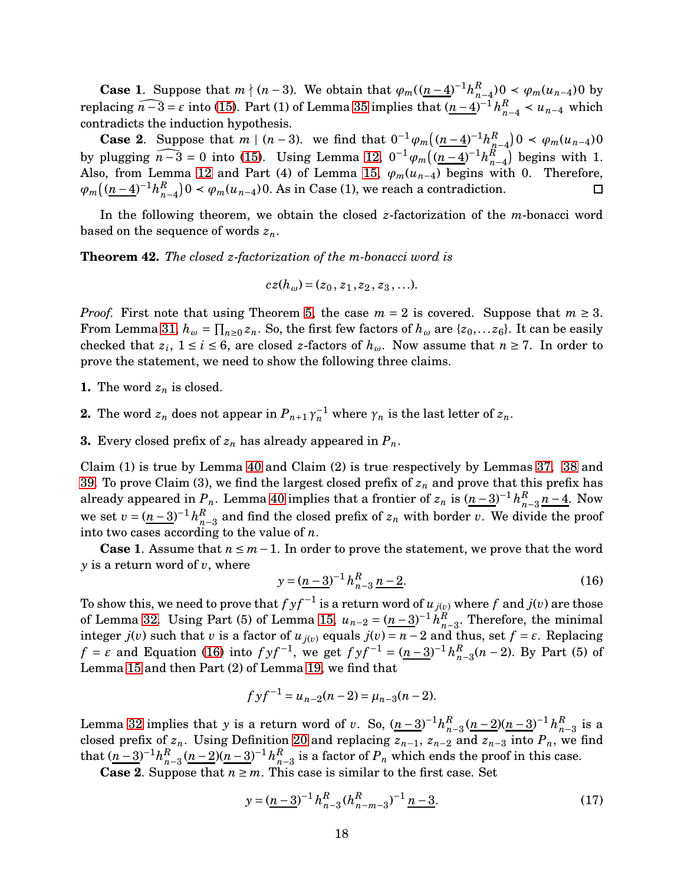**Case 1**. Suppose that $m \nmid (n-3)$. We obtain that $\varphi_m((\underline{n-4})^{-1}h^R_{n-4})0 \prec \varphi_m(u_{n-4})0$ by replacing $\widehat{n-3} = \varepsilon$ into (15). Part (1) of Lemma 35 implies that $(\underline{n-4})^{-1}h^R_{n-4} \prec u_{n-4}$ which contradicts the induction hypothesis.

**Case 2**. Suppose that $m \mid (n-3)$. we find that $0^{-1}\varphi_m\big((\underline{n-4})^{-1}h^R_{n-4}\big)0 \prec \varphi_m(u_{n-4})0$ by plugging $\widehat{n-3} = 0$ into (15). Using Lemma 12, $0^{-1}\varphi_m\big((\underline{n-4})^{-1}h^R_{n-4}\big)$ begins with 1. Also, from Lemma 12 and Part (4) of Lemma 15, $\varphi_m(u_{n-4})$ begins with 0. Therefore, $\varphi_m\big((\underline{n-4})^{-1}h^R_{n-4}\big)0 \prec \varphi_m(u_{n-4})0$. As in Case (1), we reach a contradiction. □

In the following theorem, we obtain the closed $z$-factorization of the $m$-bonacci word based on the sequence of words $z_n$.

**Theorem 42.** *The closed z-factorization of the m-bonacci word is*

$$cz(h_\omega) = (z_0, z_1, z_2, z_3, \ldots).$$

*Proof.* First note that using Theorem 5, the case $m = 2$ is covered. Suppose that $m \geq 3$. From Lemma 31, $h_\omega = \prod_{n\geq 0} z_n$. So, the first few factors of $h_\omega$ are $\{z_0, \ldots z_6\}$. It can be easily checked that $z_i$, $1 \leq i \leq 6$, are closed $z$-factors of $h_\omega$. Now assume that $n \geq 7$. In order to prove the statement, we need to show the following three claims.

**1.** The word $z_n$ is closed.

**2.** The word $z_n$ does not appear in $P_{n+1}\gamma_n^{-1}$ where $\gamma_n$ is the last letter of $z_n$.

**3.** Every closed prefix of $z_n$ has already appeared in $P_n$.

Claim (1) is true by Lemma 40 and Claim (2) is true respectively by Lemmas 37, 38 and 39. To prove Claim (3), we find the largest closed prefix of $z_n$ and prove that this prefix has already appeared in $P_n$. Lemma 40 implies that a frontier of $z_n$ is $(\underline{n-3})^{-1}h^R_{n-3}\,\underline{n-4}$. Now we set $v = (\underline{n-3})^{-1}h^R_{n-3}$ and find the closed prefix of $z_n$ with border $v$. We divide the proof into two cases according to the value of $n$.

**Case 1**. Assume that $n \leq m-1$. In order to prove the statement, we prove that the word $y$ is a return word of $v$, where

$$y = (\underline{n-3})^{-1}h^R_{n-3}\,\underline{n-2}. \tag{16}$$

To show this, we need to prove that $fyf^{-1}$ is a return word of $u_{j(v)}$ where $f$ and $j(v)$ are those of Lemma 32. Using Part (5) of Lemma 15, $u_{n-2} = (\underline{n-3})^{-1}h^R_{n-3}$. Therefore, the minimal integer $j(v)$ such that $v$ is a factor of $u_{j(v)}$ equals $j(v) = n-2$ and thus, set $f = \varepsilon$. Replacing $f = \varepsilon$ and Equation (16) into $fyf^{-1}$, we get $fyf^{-1} = (\underline{n-3})^{-1}h^R_{n-3}(n-2)$. By Part (5) of Lemma 15 and then Part (2) of Lemma 19, we find that

$$fyf^{-1} = u_{n-2}(n-2) = \mu_{n-3}(n-2).$$

Lemma 32 implies that $y$ is a return word of $v$. So, $(\underline{n-3})^{-1}h^R_{n-3}(\underline{n-2})(\underline{n-3})^{-1}h^R_{n-3}$ is a closed prefix of $z_n$. Using Definition 20 and replacing $z_{n-1}$, $z_{n-2}$ and $z_{n-3}$ into $P_n$, we find that $(\underline{n-3})^{-1}h^R_{n-3}(\underline{n-2})(\underline{n-3})^{-1}h^R_{n-3}$ is a factor of $P_n$ which ends the proof in this case.

**Case 2**. Suppose that $n \geq m$. This case is similar to the first case. Set

$$y = (\underline{n-3})^{-1}h^R_{n-3}(h^R_{n-m-3})^{-1}\,\underline{n-3}. \tag{17}$$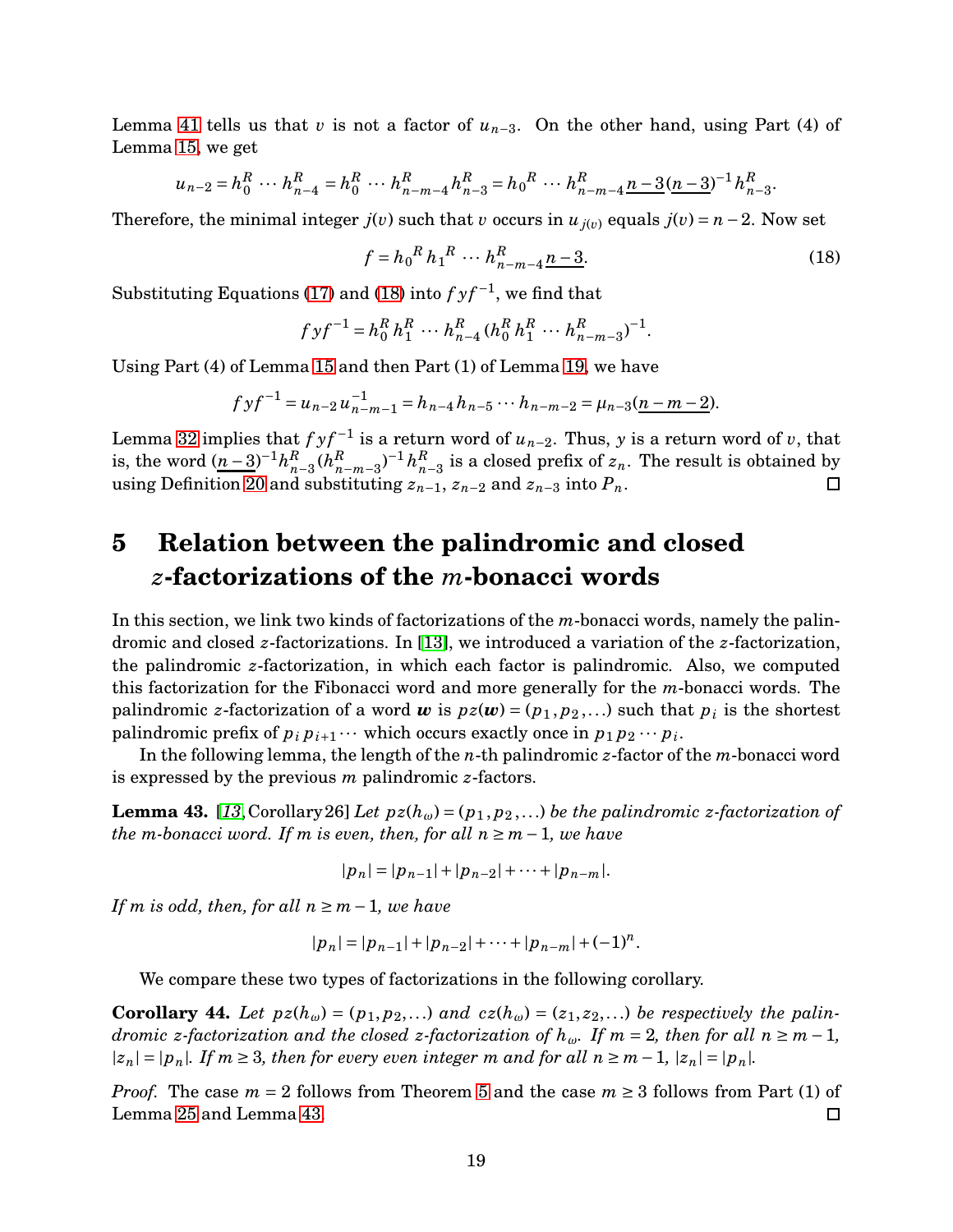Lemma 41 tells us that $v$ is not a factor of $u_{n-3}$. On the other hand, using Part (4) of Lemma 15, we get

$$u_{n-2} = h_0^R \cdots h_{n-4}^R = h_0^R \cdots h_{n-m-4}^R h_{n-3}^R = h_0{}^R \cdots h_{n-m-4}^R \underline{n-3}(\underline{n-3})^{-1} h_{n-3}^R.$$

Therefore, the minimal integer $j(v)$ such that $v$ occurs in $u_{j(v)}$ equals $j(v) = n-2$. Now set

$$f = h_0{}^R h_1{}^R \cdots h_{n-m-4}^R \underline{n-3}. \tag{18}$$

Substituting Equations (17) and (18) into $fyf^{-1}$, we find that

$$fyf^{-1} = h_0^R h_1^R \cdots h_{n-4}^R (h_0^R h_1^R \cdots h_{n-m-3}^R)^{-1}.$$

Using Part (4) of Lemma 15 and then Part (1) of Lemma 19, we have

$$fyf^{-1} = u_{n-2} u_{n-m-1}^{-1} = h_{n-4} h_{n-5} \cdots h_{n-m-2} = \mu_{n-3}(\underline{n-m-2}).$$

Lemma 32 implies that $fyf^{-1}$ is a return word of $u_{n-2}$. Thus, $y$ is a return word of $v$, that is, the word $(\underline{n-3})^{-1} h_{n-3}^R (h_{n-m-3}^R)^{-1} h_{n-3}^R$ is a closed prefix of $z_n$. The result is obtained by using Definition 20 and substituting $z_{n-1}$, $z_{n-2}$ and $z_{n-3}$ into $P_n$. □

# 5 Relation between the palindromic and closed $z$-factorizations of the $m$-bonacci words

In this section, we link two kinds of factorizations of the $m$-bonacci words, namely the palindromic and closed $z$-factorizations. In [13], we introduced a variation of the $z$-factorization, the palindromic $z$-factorization, in which each factor is palindromic. Also, we computed this factorization for the Fibonacci word and more generally for the $m$-bonacci words. The palindromic $z$-factorization of a word $\boldsymbol{w}$ is $pz(\boldsymbol{w}) = (p_1, p_2, \ldots)$ such that $p_i$ is the shortest palindromic prefix of $p_i p_{i+1} \cdots$ which occurs exactly once in $p_1 p_2 \cdots p_i$.

In the following lemma, the length of the $n$-th palindromic $z$-factor of the $m$-bonacci word is expressed by the previous $m$ palindromic $z$-factors.

**Lemma 43.** [13, Corollary 26] *Let $pz(h_\omega) = (p_1, p_2, \ldots)$ be the palindromic $z$-factorization of the $m$-bonacci word. If $m$ is even, then, for all $n \geq m-1$, we have*

$$|p_n| = |p_{n-1}| + |p_{n-2}| + \cdots + |p_{n-m}|.$$

*If $m$ is odd, then, for all $n \geq m-1$, we have*

$$|p_n| = |p_{n-1}| + |p_{n-2}| + \cdots + |p_{n-m}| + (-1)^n.$$

We compare these two types of factorizations in the following corollary.

**Corollary 44.** *Let $pz(h_\omega) = (p_1, p_2, \ldots)$ and $cz(h_\omega) = (z_1, z_2, \ldots)$ be respectively the palindromic $z$-factorization and the closed $z$-factorization of $h_\omega$. If $m = 2$, then for all $n \geq m-1$, $|z_n| = |p_n|$. If $m \geq 3$, then for every even integer $m$ and for all $n \geq m-1$, $|z_n| = |p_n|$.*

*Proof.* The case $m = 2$ follows from Theorem 5 and the case $m \geq 3$ follows from Part (1) of Lemma 25 and Lemma 43. □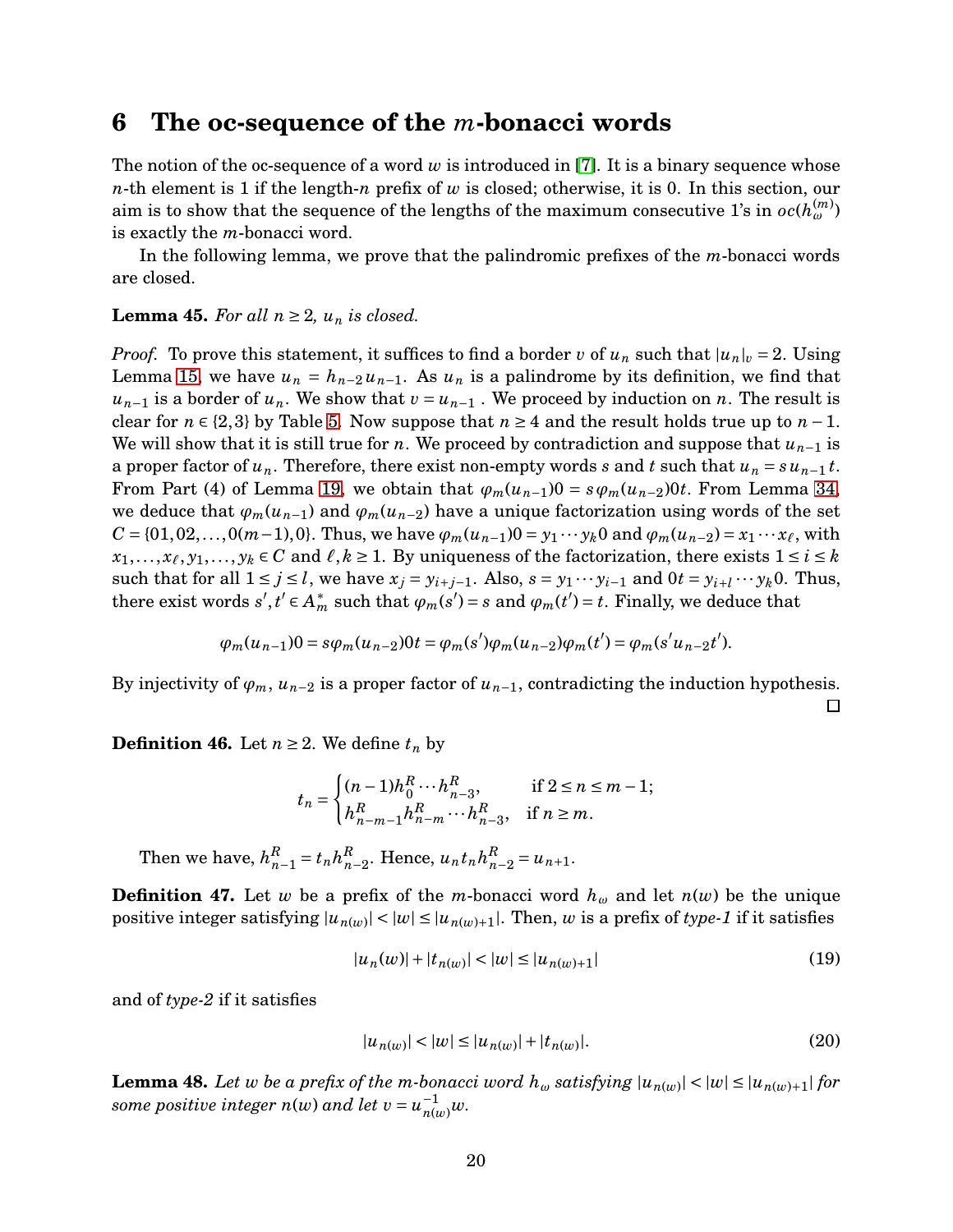## 6 The oc-sequence of the $m$-bonacci words

The notion of the oc-sequence of a word $w$ is introduced in [7]. It is a binary sequence whose $n$-th element is 1 if the length-$n$ prefix of $w$ is closed; otherwise, it is 0. In this section, our aim is to show that the sequence of the lengths of the maximum consecutive 1's in $oc(h_\omega^{(m)})$ is exactly the $m$-bonacci word.

In the following lemma, we prove that the palindromic prefixes of the $m$-bonacci words are closed.

**Lemma 45.** *For all $n \geq 2$, $u_n$ is closed.*

*Proof.* To prove this statement, it suffices to find a border $v$ of $u_n$ such that $|u_n|_v = 2$. Using Lemma 15, we have $u_n = h_{n-2}u_{n-1}$. As $u_n$ is a palindrome by its definition, we find that $u_{n-1}$ is a border of $u_n$. We show that $v = u_{n-1}$ . We proceed by induction on $n$. The result is clear for $n \in \{2,3\}$ by Table 5. Now suppose that $n \geq 4$ and the result holds true up to $n-1$. We will show that it is still true for $n$. We proceed by contradiction and suppose that $u_{n-1}$ is a proper factor of $u_n$. Therefore, there exist non-empty words $s$ and $t$ such that $u_n = s\,u_{n-1}\,t$. From Part (4) of Lemma 19, we obtain that $\varphi_m(u_{n-1})0 = s\,\varphi_m(u_{n-2})0t$. From Lemma 34, we deduce that $\varphi_m(u_{n-1})$ and $\varphi_m(u_{n-2})$ have a unique factorization using words of the set $C = \{01, 02, \ldots, 0(m-1), 0\}$. Thus, we have $\varphi_m(u_{n-1})0 = y_1 \cdots y_k 0$ and $\varphi_m(u_{n-2}) = x_1 \cdots x_\ell$, with $x_1, \ldots, x_\ell, y_1, \ldots, y_k \in C$ and $\ell, k \geq 1$. By uniqueness of the factorization, there exists $1 \leq i \leq k$ such that for all $1 \leq j \leq l$, we have $x_j = y_{i+j-1}$. Also, $s = y_1 \cdots y_{i-1}$ and $0t = y_{i+l} \cdots y_k 0$. Thus, there exist words $s', t' \in A_m^*$ such that $\varphi_m(s') = s$ and $\varphi_m(t') = t$. Finally, we deduce that

$$\varphi_m(u_{n-1})0 = s\varphi_m(u_{n-2})0t = \varphi_m(s')\varphi_m(u_{n-2})\varphi_m(t') = \varphi_m(s'u_{n-2}t').$$

By injectivity of $\varphi_m$, $u_{n-2}$ is a proper factor of $u_{n-1}$, contradicting the induction hypothesis. $\square$

**Definition 46.** Let $n \geq 2$. We define $t_n$ by

$$t_n = \begin{cases} (n-1)h_0^R \cdots h_{n-3}^R, & \text{if } 2 \leq n \leq m-1; \\ h_{n-m-1}^R h_{n-m}^R \cdots h_{n-3}^R, & \text{if } n \geq m. \end{cases}$$

Then we have, $h_{n-1}^R = t_n h_{n-2}^R$. Hence, $u_n t_n h_{n-2}^R = u_{n+1}$.

**Definition 47.** Let $w$ be a prefix of the $m$-bonacci word $h_\omega$ and let $n(w)$ be the unique positive integer satisfying $|u_{n(w)}| < |w| \leq |u_{n(w)+1}|$. Then, $w$ is a prefix of *type-1* if it satisfies

$$|u_n(w)| + |t_{n(w)}| < |w| \leq |u_{n(w)+1}| \tag{19}$$

and of *type-2* if it satisfies

$$|u_{n(w)}| < |w| \leq |u_{n(w)}| + |t_{n(w)}|. \tag{20}$$

**Lemma 48.** *Let $w$ be a prefix of the $m$-bonacci word $h_\omega$ satisfying $|u_{n(w)}| < |w| \leq |u_{n(w)+1}|$ for some positive integer $n(w)$ and let $v = u_{n(w)}^{-1}w$.*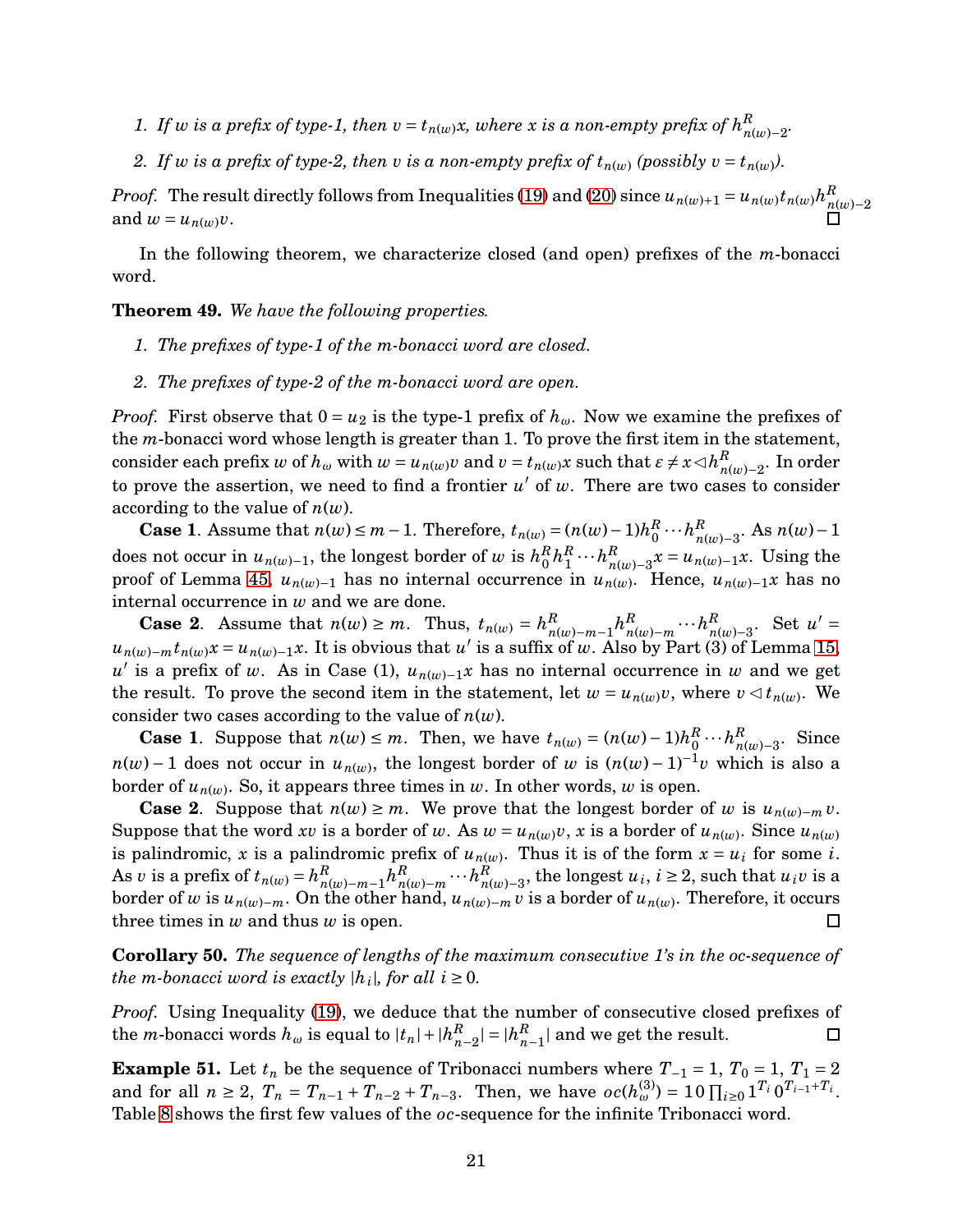1. *If $w$ is a prefix of type-1, then $v = t_{n(w)}x$, where $x$ is a non-empty prefix of $h^R_{n(w)-2}$.*
2. *If $w$ is a prefix of type-2, then $v$ is a non-empty prefix of $t_{n(w)}$ (possibly $v = t_{n(w)}$).*

*Proof.* The result directly follows from Inequalities (19) and (20) since $u_{n(w)+1} = u_{n(w)}t_{n(w)}h^R_{n(w)-2}$ and $w = u_{n(w)}v$. □

In the following theorem, we characterize closed (and open) prefixes of the $m$-bonacci word.

**Theorem 49.** *We have the following properties.*

1. *The prefixes of type-1 of the m-bonacci word are closed.*
2. *The prefixes of type-2 of the m-bonacci word are open.*

*Proof.* First observe that $0 = u_2$ is the type-1 prefix of $h_\omega$. Now we examine the prefixes of the $m$-bonacci word whose length is greater than 1. To prove the first item in the statement, consider each prefix $w$ of $h_\omega$ with $w = u_{n(w)}v$ and $v = t_{n(w)}x$ such that $\varepsilon \neq x \lhd h^R_{n(w)-2}$. In order to prove the assertion, we need to find a frontier $u'$ of $w$. There are two cases to consider according to the value of $n(w)$.

**Case 1**. Assume that $n(w) \leq m-1$. Therefore, $t_{n(w)} = (n(w)-1)h^R_0 \cdots h^R_{n(w)-3}$. As $n(w)-1$ does not occur in $u_{n(w)-1}$, the longest border of $w$ is $h^R_0 h^R_1 \cdots h^R_{n(w)-3}x = u_{n(w)-1}x$. Using the proof of Lemma 45, $u_{n(w)-1}$ has no internal occurrence in $u_{n(w)}$. Hence, $u_{n(w)-1}x$ has no internal occurrence in $w$ and we are done.

**Case 2**. Assume that $n(w) \geq m$. Thus, $t_{n(w)} = h^R_{n(w)-m-1}h^R_{n(w)-m} \cdots h^R_{n(w)-3}$. Set $u' = u_{n(w)-m}t_{n(w)}x = u_{n(w)-1}x$. It is obvious that $u'$ is a suffix of $w$. Also by Part (3) of Lemma 15, $u'$ is a prefix of $w$. As in Case (1), $u_{n(w)-1}x$ has no internal occurrence in $w$ and we get the result. To prove the second item in the statement, let $w = u_{n(w)}v$, where $v \lhd t_{n(w)}$. We consider two cases according to the value of $n(w)$.

**Case 1**. Suppose that $n(w) \leq m$. Then, we have $t_{n(w)} = (n(w)-1)h^R_0 \cdots h^R_{n(w)-3}$. Since $n(w)-1$ does not occur in $u_{n(w)}$, the longest border of $w$ is $(n(w)-1)^{-1}v$ which is also a border of $u_{n(w)}$. So, it appears three times in $w$. In other words, $w$ is open.

**Case 2**. Suppose that $n(w) \geq m$. We prove that the longest border of $w$ is $u_{n(w)-m}v$. Suppose that the word $xv$ is a border of $w$. As $w = u_{n(w)}v$, $x$ is a border of $u_{n(w)}$. Since $u_{n(w)}$ is palindromic, $x$ is a palindromic prefix of $u_{n(w)}$. Thus it is of the form $x = u_i$ for some $i$. As $v$ is a prefix of $t_{n(w)} = h^R_{n(w)-m-1}h^R_{n(w)-m} \cdots h^R_{n(w)-3}$, the longest $u_i$, $i \geq 2$, such that $u_iv$ is a border of $w$ is $u_{n(w)-m}$. On the other hand, $u_{n(w)-m}v$ is a border of $u_{n(w)}$. Therefore, it occurs three times in $w$ and thus $w$ is open. □

**Corollary 50.** *The sequence of lengths of the maximum consecutive 1's in the oc-sequence of the m-bonacci word is exactly $|h_i|$, for all $i \geq 0$.*

*Proof.* Using Inequality (19), we deduce that the number of consecutive closed prefixes of the $m$-bonacci words $h_\omega$ is equal to $|t_n| + |h^R_{n-2}| = |h^R_{n-1}|$ and we get the result. □

**Example 51.** Let $t_n$ be the sequence of Tribonacci numbers where $T_{-1} = 1$, $T_0 = 1$, $T_1 = 2$ and for all $n \geq 2$, $T_n = T_{n-1} + T_{n-2} + T_{n-3}$. Then, we have $oc(h^{(3)}_\omega) = 10\prod_{i\geq 0} 1^{T_i}0^{T_{i-1}+T_i}$. Table 8 shows the first few values of the $oc$-sequence for the infinite Tribonacci word.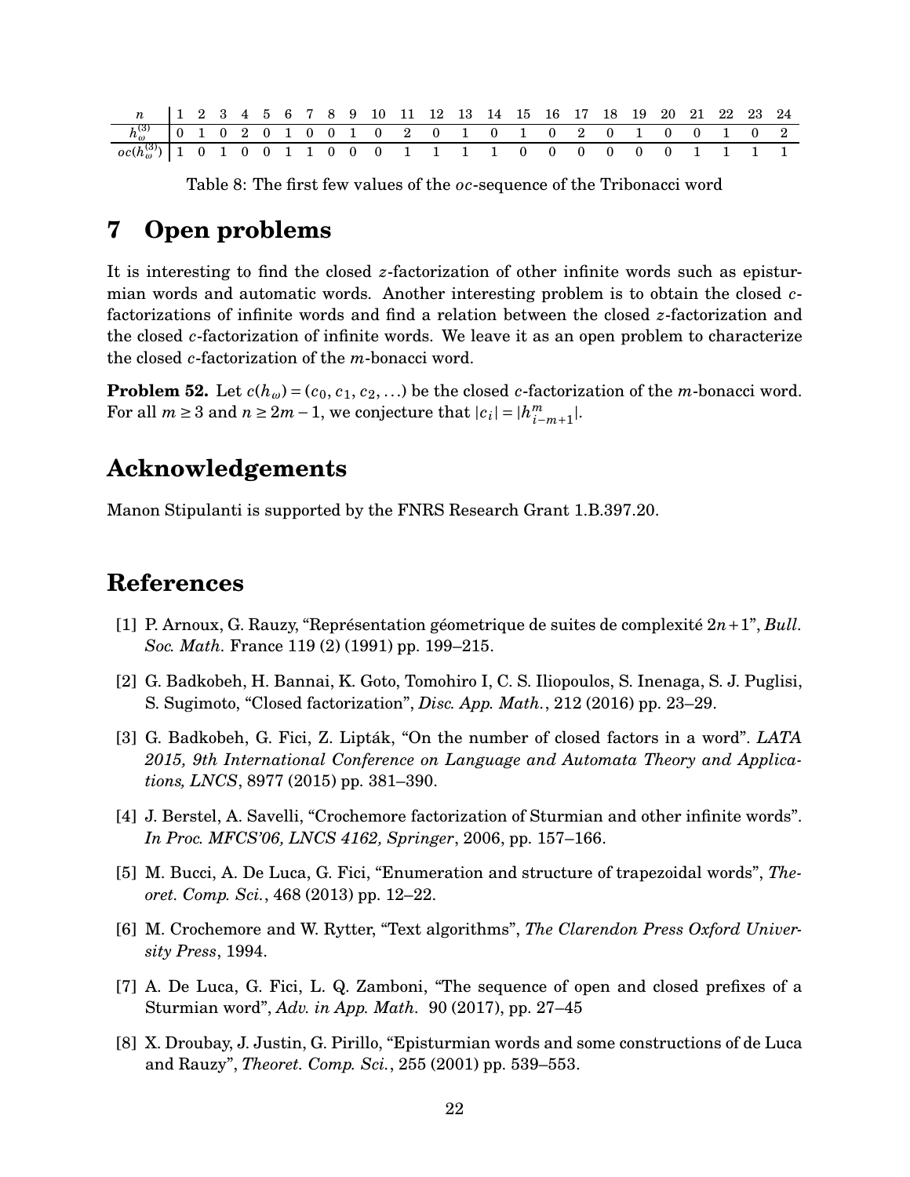| $n$ | 1 | 2 | 3 | 4 | 5 | 6 | 7 | 8 | 9 | 10 | 11 | 12 | 13 | 14 | 15 | 16 | 17 | 18 | 19 | 20 | 21 | 22 | 23 | 24 |
|---|---|---|---|---|---|---|---|---|---|---|---|---|---|---|---|---|---|---|---|---|---|---|---|---|
| $h_\omega^{(3)}$ | 0 | 1 | 0 | 2 | 0 | 1 | 0 | 0 | 1 | 0 | 2 | 0 | 1 | 0 | 1 | 0 | 2 | 0 | 1 | 0 | 0 | 1 | 0 | 2 |
| $oc(h_\omega^{(3)})$ | 1 | 0 | 1 | 0 | 0 | 1 | 1 | 0 | 0 | 0 | 1 | 1 | 1 | 1 | 0 | 0 | 0 | 0 | 0 | 0 | 1 | 1 | 1 | 1 |

Table 8: The first few values of the $oc$-sequence of the Tribonacci word

# 7 Open problems

It is interesting to find the closed $z$-factorization of other infinite words such as episturmian words and automatic words. Another interesting problem is to obtain the closed $c$-factorizations of infinite words and find a relation between the closed $z$-factorization and the closed $c$-factorization of infinite words. We leave it as an open problem to characterize the closed $c$-factorization of the $m$-bonacci word.

**Problem 52.** Let $c(h_\omega) = (c_0, c_1, c_2, \ldots)$ be the closed $c$-factorization of the $m$-bonacci word. For all $m \geq 3$ and $n \geq 2m-1$, we conjecture that $|c_i| = |h^m_{i-m+1}|$.

# Acknowledgements

Manon Stipulanti is supported by the FNRS Research Grant 1.B.397.20.

# References

[1] P. Arnoux, G. Rauzy, "Représentation géometrique de suites de complexité $2n+1$", *Bull. Soc. Math.* France 119 (2) (1991) pp. 199–215.

[2] G. Badkobeh, H. Bannai, K. Goto, Tomohiro I, C. S. Iliopoulos, S. Inenaga, S. J. Puglisi, S. Sugimoto, "Closed factorization", *Disc. App. Math.*, 212 (2016) pp. 23–29.

[3] G. Badkobeh, G. Fici, Z. Lipták, "On the number of closed factors in a word". *LATA 2015, 9th International Conference on Language and Automata Theory and Applications, LNCS*, 8977 (2015) pp. 381–390.

[4] J. Berstel, A. Savelli, "Crochemore factorization of Sturmian and other infinite words". *In Proc. MFCS'06, LNCS 4162, Springer*, 2006, pp. 157–166.

[5] M. Bucci, A. De Luca, G. Fici, "Enumeration and structure of trapezoidal words", *Theoret. Comp. Sci.*, 468 (2013) pp. 12–22.

[6] M. Crochemore and W. Rytter, "Text algorithms", *The Clarendon Press Oxford University Press*, 1994.

[7] A. De Luca, G. Fici, L. Q. Zamboni, "The sequence of open and closed prefixes of a Sturmian word", *Adv. in App. Math.* 90 (2017), pp. 27–45

[8] X. Droubay, J. Justin, G. Pirillo, "Episturmian words and some constructions of de Luca and Rauzy", *Theoret. Comp. Sci.*, 255 (2001) pp. 539–553.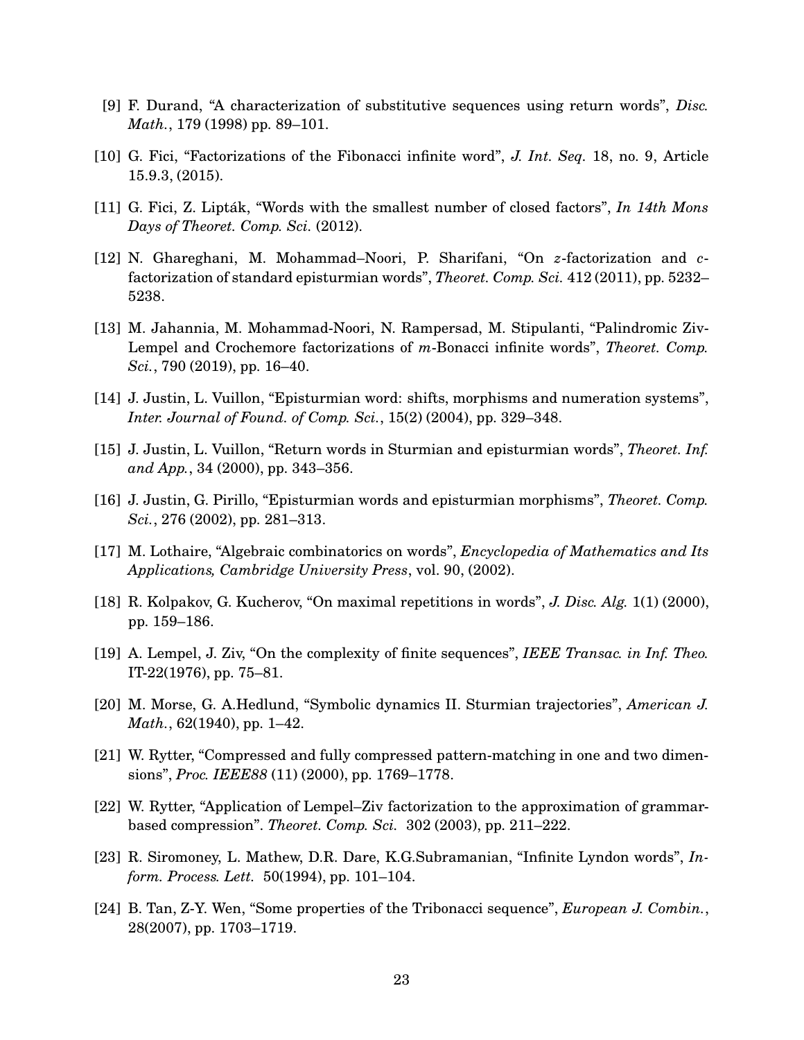[9] F. Durand, "A characterization of substitutive sequences using return words", *Disc. Math.*, 179 (1998) pp. 89–101.

[10] G. Fici, "Factorizations of the Fibonacci infinite word", *J. Int. Seq.* 18, no. 9, Article 15.9.3, (2015).

[11] G. Fici, Z. Lipták, "Words with the smallest number of closed factors", *In 14th Mons Days of Theoret. Comp. Sci.* (2012).

[12] N. Ghareghani, M. Mohammad–Noori, P. Sharifani, "On $z$-factorization and $c$-factorization of standard episturmian words", *Theoret. Comp. Sci.* 412 (2011), pp. 5232–5238.

[13] M. Jahannia, M. Mohammad-Noori, N. Rampersad, M. Stipulanti, "Palindromic Ziv-Lempel and Crochemore factorizations of $m$-Bonacci infinite words", *Theoret. Comp. Sci.*, 790 (2019), pp. 16–40.

[14] J. Justin, L. Vuillon, "Episturmian word: shifts, morphisms and numeration systems", *Inter. Journal of Found. of Comp. Sci.*, 15(2) (2004), pp. 329–348.

[15] J. Justin, L. Vuillon, "Return words in Sturmian and episturmian words", *Theoret. Inf. and App.*, 34 (2000), pp. 343–356.

[16] J. Justin, G. Pirillo, "Episturmian words and episturmian morphisms", *Theoret. Comp. Sci.*, 276 (2002), pp. 281–313.

[17] M. Lothaire, "Algebraic combinatorics on words", *Encyclopedia of Mathematics and Its Applications, Cambridge University Press*, vol. 90, (2002).

[18] R. Kolpakov, G. Kucherov, "On maximal repetitions in words", *J. Disc. Alg.* 1(1) (2000), pp. 159–186.

[19] A. Lempel, J. Ziv, "On the complexity of finite sequences", *IEEE Transac. in Inf. Theo.* IT-22(1976), pp. 75–81.

[20] M. Morse, G. A.Hedlund, "Symbolic dynamics II. Sturmian trajectories", *American J. Math.*, 62(1940), pp. 1–42.

[21] W. Rytter, "Compressed and fully compressed pattern-matching in one and two dimensions", *Proc. IEEE88* (11) (2000), pp. 1769–1778.

[22] W. Rytter, "Application of Lempel–Ziv factorization to the approximation of grammar-based compression". *Theoret. Comp. Sci.* 302 (2003), pp. 211–222.

[23] R. Siromoney, L. Mathew, D.R. Dare, K.G.Subramanian, "Infinite Lyndon words", *Inform. Process. Lett.* 50(1994), pp. 101–104.

[24] B. Tan, Z-Y. Wen, "Some properties of the Tribonacci sequence", *European J. Combin.*, 28(2007), pp. 1703–1719.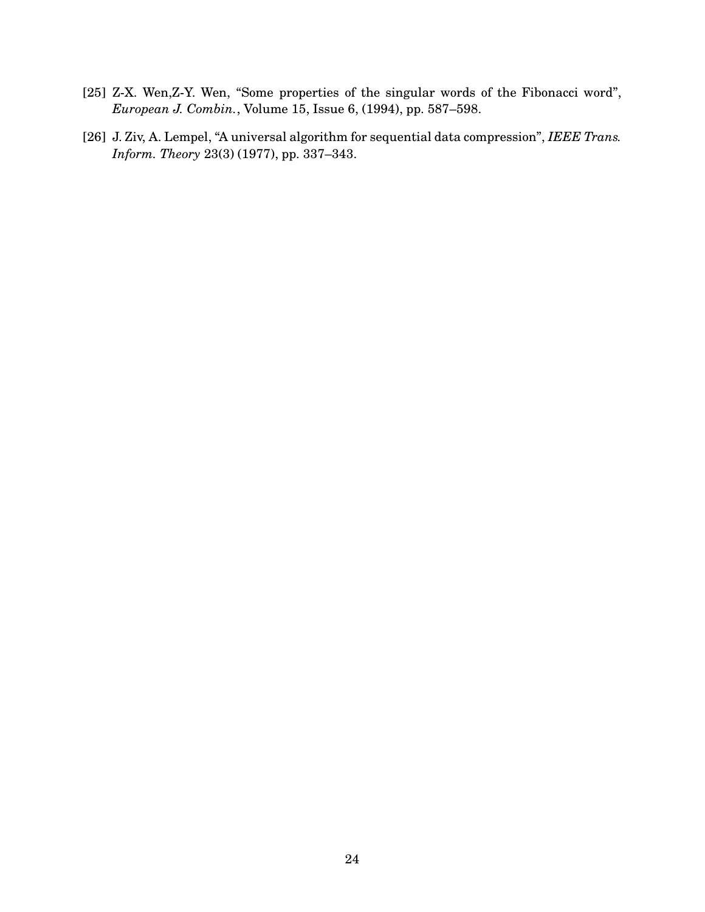[25] Z-X. Wen,Z-Y. Wen, “Some properties of the singular words of the Fibonacci word”, *European J. Combin.*, Volume 15, Issue 6, (1994), pp. 587–598.

[26] J. Ziv, A. Lempel, “A universal algorithm for sequential data compression”, *IEEE Trans. Inform. Theory* 23(3) (1977), pp. 337–343.